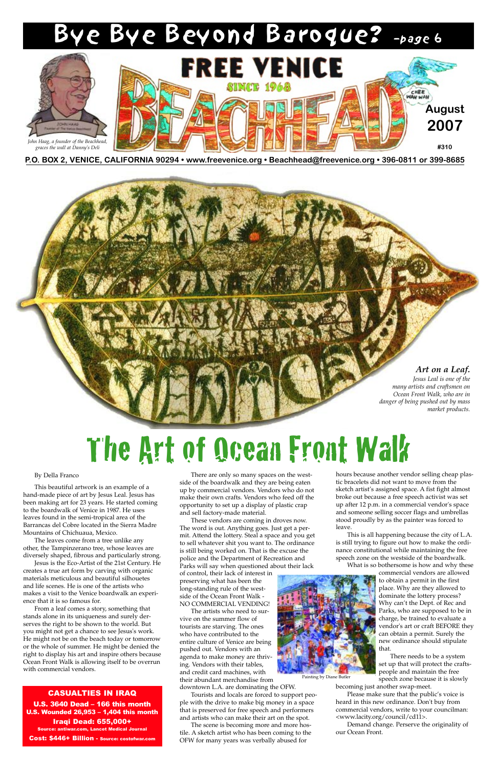# Bye Bye Beyond Baroque? -page 6

*John Haag, a founder of the Beachhead, graces the wall at Danny's Deli*

FREE VENICE BEACHHEAD SINCE 1968

August 2007

#310

**P.O. BOX 2, VENICE, CALIFORNIA 90294 • www.freevenice.org • Beachhead@freevenice.org • 396-0811 or 399-8685**

***Art on a Leaf.***
*Jesus Leal is one of the many artists and craftsmen on Ocean Front Walk, who are in danger of being pushed out by mass market products.*

# The Art of Ocean Front Walk

By Della Franco

This beautiful artwork is an example of a hand-made piece of art by Jesus Leal. Jesus has been making art for 23 years. He started coming to the boardwalk of Venice in 1987. He uses leaves found in the semi-tropical area of the Barrancas del Cobre located in the Sierra Madre Mountains of Chichuaua, Mexico.

The leaves come from a tree unlike any other, the Tampinzerano tree, whose leaves are diversely shaped, fibrous and particularly strong.

Jesus is the Eco-Artist of the 21st Century. He creates a true art form by carving with organic materials meticulous and beautiful silhouetes and life scenes. He is one of the artists who makes a visit to the Venice boardwalk an experience that it is so famous for.

From a leaf comes a story, something that stands alone in its uniqueness and surely derserves the right to be shown to the world. But you might not get a chance to see Jesus's work. He might not be on the beach today or tomorrow or the whole of summer. He might be denied the right to display his art and inspire others because Ocean Front Walk is allowing itself to be overrun with commercial vendors.

There are only so many spaces on the westside of the boardwalk and they are being eaten up by commercial vendors. Vendors who do not make their own crafts. Vendors who feed off the opportunity to set up a display of plastic crap and sell factory-made material.

These vendors are coming in droves now. The word is out. Anything goes. Just get a permit. Attend the lottery. Steal a space and you get to sell whatever shit you want to. The ordinance is still being worked on. That is the excuse the police and the Department of Recreation and Parks will say when questioned about their lack of control, their lack of interest in preserving what has been the long-standing rule of the westside of the Ocean Front Walk - NO COMMERCIAL VENDING!

The artists who need to survive on the summer flow of tourists are starving. The ones who have contributed to the entire culture of Venice are being pushed out. Vendors with an agenda to make money are thriving. Vendors with their tables, and credit card machines, with their abundant merchandise from downtown L.A. are dominating the OFW.

Tourists and locals are forced to support people with the drive to make big money in a space that is preserved for free speech and performers and artists who can make their art on the spot.

The scene is becoming more and more hostile. A sketch artist who has been coming to the OFW for many years was verbally abused for hours because another vendor selling cheap plastic bracelets did not want to move from the sketch artist's assigned space. A fist fight almost broke out because a free speech activist was set up after 12 p.m. in a commercial vendor's space and someone selling soccer flags and umbrellas stood proudly by as the painter was forced to leave.

This is all happening because the city of L.A. is still trying to figure out how to make the ordinance constitutional while maintaining the free speech zone on the westside of the boardwalk.

What is so bothersome is how and why these commercial vendors are allowed to obtain a permit in the first place. Why are they allowed to dominate the lottery process? Why can't the Dept. of Rec and Parks, who are supposed to be in charge, be trained to evaluate a vendor's art or craft BEFORE they can obtain a permit. Surely the new ordinance should stipulate that.

Painting by Diane Butler

There needs to be a system set up that will protect the craftspeople and maintain the free speech zone because it is slowly becoming just another swap-meet.

Please make sure that the public's voice is heard in this new ordinance. Don't buy from commercial vendors, write to your councilman: <www.lacity.org/council/cd11>.

Demand change. Perserve the originality of our Ocean Front.

**CASUALTIES IN IRAQ**
**U.S. 3640 Dead – 166 this month**
**U.S. Wounded 26,953 – 1,404 this month**
**Iraqi Dead: 655,000+**
Source: antiwar.com, Lancet Medical Journal
**Cost: $446+ Billion** - Source: costofwar.com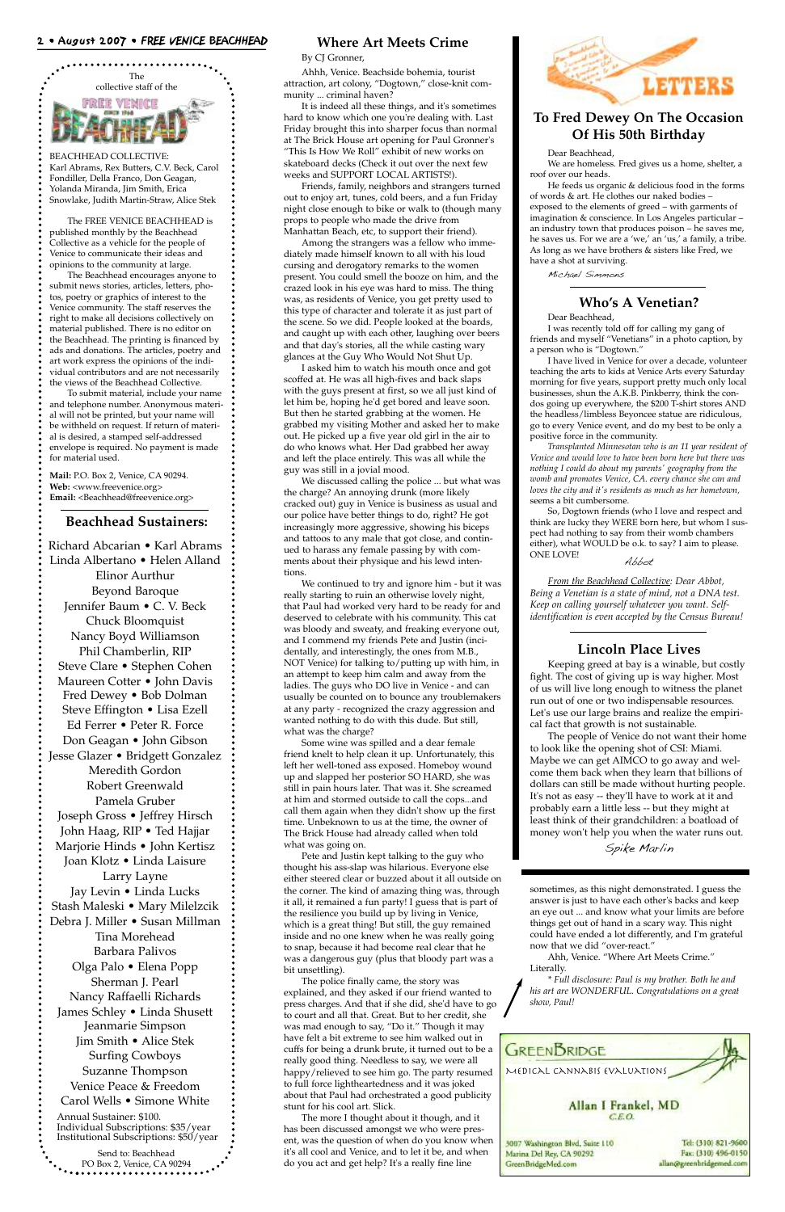The collective staff of the FREE VENICE BEACHHEAD

BEACHHEAD COLLECTIVE: Karl Abrams, Rex Butters, C.V. Beck, Carol Fondiller, Della Franco, Don Geagan, Yolanda Miranda, Jim Smith, Erica Snowlake, Judith Martin-Straw, Alice Stek

The FREE VENICE BEACHHEAD is published monthly by the Beachhead Collective as a vehicle for the people of Venice to communicate their ideas and opinions to the community at large.

The Beachhead encourages anyone to submit news stories, articles, letters, photos, poetry or graphics of interest to the Venice community. The staff reserves the right to make all decisions collectively on material published. There is no editor on the Beachhead. The printing is financed by ads and donations. The articles, poetry and art work express the opinions of the individual contributors and are not necessarily the views of the Beachhead Collective.

To submit material, include your name and telephone number. Anonymous material will not be printed, but your name will be withheld on request. If return of material is desired, a stamped self-addressed envelope is required. No payment is made for material used.

**Mail:** P.O. Box 2, Venice, CA 90294.
**Web:** <www.freevenice.org>
**Email:** <Beachhead@freevenice.org>

## Beachhead Sustainers:

Richard Abcarian • Karl Abrams
Linda Albertano • Helen Alland
Elinor Aurthur
Beyond Baroque
Jennifer Baum • C. V. Beck
Chuck Bloomquist
Nancy Boyd Williamson
Phil Chamberlin, RIP
Steve Clare • Stephen Cohen
Maureen Cotter • John Davis
Fred Dewey • Bob Dolman
Steve Effington • Lisa Ezell
Ed Ferrer • Peter R. Force
Don Geagan • John Gibson
Jesse Glazer • Bridgett Gonzalez
Meredith Gordon
Robert Greenwald
Pamela Gruber
Joseph Gross • Jeffrey Hirsch
John Haag, RIP • Ted Hajjar
Marjorie Hinds • John Kertisz
Joan Klotz • Linda Laisure
Larry Layne
Jay Levin • Linda Lucks
Stash Maleski • Mary Milelzcik
Debra J. Miller • Susan Millman
Tina Morehead
Barbara Palivos
Olga Palo • Elena Popp
Sherman J. Pearl
Nancy Raffaelli Richards
James Schley • Linda Shusett
Jeanmarie Simpson
Jim Smith • Alice Stek
Surfing Cowboys
Suzanne Thompson
Venice Peace & Freedom
Carol Wells • Simone White

Annual Sustainer: $100.
Individual Subscriptions: $35/year
Institutional Subscriptions: $50/year

Send to: Beachhead
PO Box 2, Venice, CA 90294

## Where Art Meets Crime

By CJ Gronner,

Ahhh, Venice. Beachside bohemia, tourist attraction, art colony, "Dogtown," close-knit community ... criminal haven?

It is indeed all these things, and it's sometimes hard to know which one you're dealing with. Last Friday brought this into sharper focus than normal at The Brick House art opening for Paul Gronner's "This Is How We Roll" exhibit of new works on skateboard decks (Check it out over the next few weeks and SUPPORT LOCAL ARTISTS!).

Friends, family, neighbors and strangers turned out to enjoy art, tunes, cold beers, and a fun Friday night close enough to bike or walk to (though many props to people who made the drive from Manhattan Beach, etc, to support their friend).

Among the strangers was a fellow who immediately made himself known to all with his loud cursing and derogatory remarks to the women present. You could smell the booze on him, and the crazed look in his eye was hard to miss. The thing was, as residents of Venice, you get pretty used to this type of character and tolerate it as just part of the scene. So we did. People looked at the boards, and caught up with each other, laughing over beers and that day's stories, all the while casting wary glances at the Guy Who Would Not Shut Up.

I asked him to watch his mouth once and got scoffed at. He was all high-fives and back slaps with the guys present at first, so we all just kind of let him be, hoping he'd get bored and leave soon. But then he started grabbing at the women. He grabbed my visiting Mother and asked her to make out. He picked up a five year old girl in the air to do who knows what. Her Dad grabbed her away and left the place entirely. This was all while the guy was still in a jovial mood.

We discussed calling the police ... but what was the charge? An annoying drunk (more likely cracked out) guy in Venice is business as usual and our police have better things to do, right? He got increasingly more aggressive, showing his biceps and tattoos to any male that got close, and continued to harass any female passing by with comments about their physique and his lewd intentions.

We continued to try and ignore him - but it was really starting to ruin an otherwise lovely night, that Paul had worked very hard to be ready for and deserved to celebrate with his community. This cat was bloody and sweaty, and freaking everyone out, and I commend my friends Pete and Justin (incidentally, and interestingly, the ones from M.B., NOT Venice) for talking to/putting up with him, in an attempt to keep him calm and away from the ladies. The guys who DO live in Venice - and can usually be counted on to bounce any troublemakers at any party - recognized the crazy aggression and wanted nothing to do with this dude. But still, what was the charge?

Some wine was spilled and a dear female friend knelt to help clean it up. Unfortunately, this left her well-toned ass exposed. Homeboy wound up and slapped her posterior SO HARD, she was still in pain hours later. That was it. She screamed at him and stormed outside to call the cops...and call them again when they didn't show up the first time. Unbeknownst to us at the time, the owner of The Brick House had already called when told what was going on.

Pete and Justin kept talking to the guy who thought his ass-slap was hilarious. Everyone else either steered clear or buzzed about it all outside on the corner. The kind of amazing thing was, through it all, it remained a fun party! I guess that is part of the resilience you build up by living in Venice, which is a great thing! But still, the guy remained inside and no one knew when he was really going to snap, because it had become real clear that he was a dangerous guy (plus that bloody part was a bit unsettling).

The police finally came, the story was explained, and they asked if our friend wanted to press charges. And that if she did, she'd have to go to court and all that. Great. But to her credit, she was mad enough to say, "Do it." Though it may have felt a bit extreme to see him walked out in cuffs for being a drunk brute, it turned out to be a really good thing. Needless to say, we were all happy/relieved to see him go. The party resumed to full force lightheartedness and it was joked about that Paul had orchestrated a good publicity stunt for his cool art. Slick.

The more I thought about it though, and it has been discussed amongst we who were present, was the question of when do you know when it's all cool and Venice, and to let it be, and when do you act and get help? It's a really fine line sometimes, as this night demonstrated. I guess the answer is just to have each other's backs and keep an eye out ... and know what your limits are before things get out of hand in a scary way. This night could have ended a lot differently, and I'm grateful now that we did "over-react."

Ahh, Venice. "Where Art Meets Crime." Literally.

*\* Full disclosure: Paul is my brother. Both he and his art are WONDERFUL. Congratulations on a great show, Paul!*

# LETTERS

## To Fred Dewey On The Occasion Of His 50th Birthday

Dear Beachhead,

We are homeless. Fred gives us a home, shelter, a roof over our heads.

He feeds us organic & delicious food in the forms of words & art. He clothes our naked bodies – exposed to the elements of greed – with garments of imagination & conscience. In Los Angeles particular – an industry town that produces poison – he saves me, he saves us. For we are a 'we,' an 'us,' a family, a tribe. As long as we have brothers & sisters like Fred, we have a shot at surviving.

Michael Simmons

## Who's A Venetian?

Dear Beachhead,

I was recently told off for calling my gang of friends and myself "Venetians" in a photo caption, by a person who is "Dogtown."

I have lived in Venice for over a decade, volunteer teaching the arts to kids at Venice Arts every Saturday morning for five years, support pretty much only local businesses, shun the A.K.B. Pinkberry, think the condos going up everywhere, the $200 T-shirt stores AND the headless/limbless Beyonce statue are ridiculous, go to every Venice event, and do my best to be only a positive force in the community.

*Transplanted Minnesotan who is an 11 year resident of Venice and would love to have been born here but there was nothing I could do about my parents' geography from the womb and promotes Venice, CA. every chance she can and loves the city and it's residents as much as her hometown,* seems a bit cumbersome.

So, Dogtown friends (who I love and respect and think are lucky they WERE born here, but whom I suspect had nothing to say from their womb chambers either), what WOULD be o.k. to say? I aim to please. ONE LOVE!

Abbot

*From the Beachhead Collective: Dear Abbot, Being a Venetian is a state of mind, not a DNA test. Keep on calling yourself whatever you want. Self-identification is even accepted by the Census Bureau!*

## Lincoln Place Lives

Keeping greed at bay is a winable, but costly fight. The cost of giving up is way higher. Most of us will live long enough to witness the planet run out of one or two indispensable resources. Let's use our large brains and realize the empirical fact that growth is not sustainable.

The people of Venice do not want their home to look like the opening shot of CSI: Miami. Maybe we can get AIMCO to go away and welcome them back when they learn that billions of dollars can still be made without hurting people. It's not as easy -- they'll have to work at it and probably earn a little less -- but they might at least think of their grandchildren: a boatload of money won't help you when the water runs out.

Spike Marlin

GreenBridge
Medical Cannabis Evaluations

Allan I Frankel, MD
C.E.O.

3007 Washington Blvd, Suite 110
Marina Del Rey, CA 90292
GreenBridgeMed.com

Tel: (310) 821-9600
Fax: (310) 496-0150
allan@greenbridgemed.com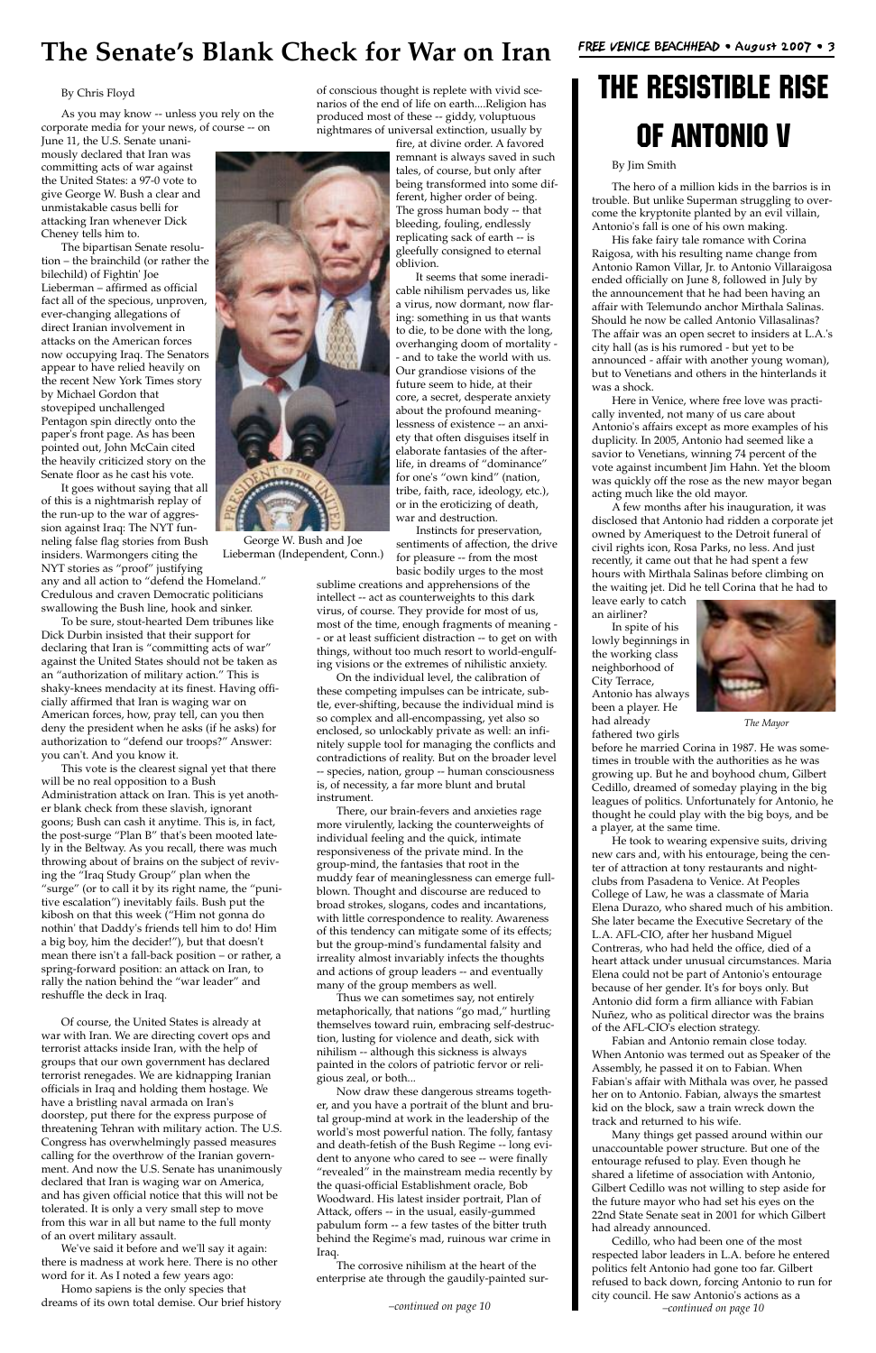# The Senate's Blank Check for War on Iran

By Chris Floyd

As you may know -- unless you rely on the corporate media for your news, of course -- on June 11, the U.S. Senate unanimously declared that Iran was committing acts of war against the United States: a 97-0 vote to give George W. Bush a clear and unmistakable casus belli for attacking Iran whenever Dick Cheney tells him to.

The bipartisan Senate resolution – the brainchild (or rather the bilechild) of Fightin' Joe Lieberman – affirmed as official fact all of the specious, unproven, ever-changing allegations of direct Iranian involvement in attacks on the American forces now occupying Iraq. The Senators appear to have relied heavily on the recent New York Times story by Michael Gordon that stovepiped unchallenged Pentagon spin directly onto the paper's front page. As has been pointed out, John McCain cited the heavily criticized story on the Senate floor as he cast his vote.

It goes without saying that all of this is a nightmarish replay of the run-up to the war of aggression against Iraq: The NYT funneling false flag stories from Bush insiders. Warmongers citing the NYT stories as "proof" justifying any and all action to "defend the Homeland." Credulous and craven Democratic politicians swallowing the Bush line, hook and sinker.

George W. Bush and Joe Lieberman (Independent, Conn.)

To be sure, stout-hearted Dem tribunes like Dick Durbin insisted that their support for declaring that Iran is "committing acts of war" against the United States should not be taken as an "authorization of military action." This is shaky-knees mendacity at its finest. Having officially affirmed that Iran is waging war on American forces, how, pray tell, can you then deny the president when he asks (if he asks) for authorization to "defend our troops?" Answer: you can't. And you know it.

This vote is the clearest signal yet that there will be no real opposition to a Bush Administration attack on Iran. This is yet another blank check from these slavish, ignorant goons; Bush can cash it anytime. This is, in fact, the post-surge "Plan B" that's been mooted lately in the Beltway. As you recall, there was much throwing about of brains on the subject of reviving the "Iraq Study Group" plan when the "surge" (or to call it by its right name, the "punitive escalation") inevitably fails. Bush put the kibosh on that this week ("Him not gonna do nothin' that Daddy's friends tell him to do! Him a big boy, him the decider!"), but that doesn't mean there isn't a fall-back position – or rather, a spring-forward position: an attack on Iran, to rally the nation behind the "war leader" and reshuffle the deck in Iraq.

Of course, the United States is already at war with Iran. We are directing covert ops and terrorist attacks inside Iran, with the help of groups that our own government has declared terrorist renegades. We are kidnapping Iranian officials in Iraq and holding them hostage. We have a bristling naval armada on Iran's doorstep, put there for the express purpose of threatening Tehran with military action. The U.S. Congress has overwhelmingly passed measures calling for the overthrow of the Iranian government. And now the U.S. Senate has unanimously declared that Iran is waging war on America, and has given official notice that this will not be tolerated. It is only a very small step to move from this war in all but name to the full monty of an overt military assault.

We've said it before and we'll say it again: there is madness at work here. There is no other word for it. As I noted a few years ago:

Homo sapiens is the only species that dreams of its own total demise. Our brief history of conscious thought is replete with vivid scenarios of the end of life on earth....Religion has produced most of these -- giddy, voluptuous nightmares of universal extinction, usually by fire, at divine order. A favored remnant is always saved in such tales, of course, but only after being transformed into some different, higher order of being. The gross human body -- that bleeding, fouling, endlessly replicating sack of earth -- is gleefully consigned to eternal oblivion.

It seems that some ineradicable nihilism pervades us, like a virus, now dormant, now flaring: something in us that wants to die, to be done with the long, overhanging doom of mortality -- and to take the world with us. Our grandiose visions of the future seem to hide, at their core, a secret, desperate anxiety about the profound meaninglessness of existence -- an anxiety that often disguises itself in elaborate fantasies of the afterlife, in dreams of "dominance" for one's "own kind" (nation, tribe, faith, race, ideology, etc.), or in the eroticizing of death, war and destruction.

Instincts for preservation, sentiments of affection, the drive for pleasure -- from the most basic bodily urges to the most sublime creations and apprehensions of the intellect -- act as counterweights to this dark virus, of course. They provide for most of us, most of the time, enough fragments of meaning -- or at least sufficient distraction -- to get on with things, without too much resort to world-engulfing visions or the extremes of nihilistic anxiety.

On the individual level, the calibration of these competing impulses can be intricate, subtle, ever-shifting, because the individual mind is so complex and all-encompassing, yet also so enclosed, so unlockably private as well: an infinitely supple tool for managing the conflicts and contradictions of reality. But on the broader level -- species, nation, group -- human consciousness is, of necessity, a far more blunt and brutal instrument.

There, our brain-fevers and anxieties rage more virulently, lacking the counterweights of individual feeling and the quick, intimate responsiveness of the private mind. In the group-mind, the fantasies that root in the muddy fear of meaninglessness can emerge full-blown. Thought and discourse are reduced to broad strokes, slogans, codes and incantations, with little correspondence to reality. Awareness of this tendency can mitigate some of its effects; but the group-mind's fundamental falsity and irreality almost invariably infects the thoughts and actions of group leaders -- and eventually many of the group members as well.

Thus we can sometimes say, not entirely metaphorically, that nations "go mad," hurtling themselves toward ruin, embracing self-destruction, lusting for violence and death, sick with nihilism -- although this sickness is always painted in the colors of patriotic fervor or religious zeal, or both...

Now draw these dangerous streams together, and you have a portrait of the blunt and brutal group-mind at work in the leadership of the world's most powerful nation. The folly, fantasy and death-fetish of the Bush Regime -- long evident to anyone who cared to see -- were finally "revealed" in the mainstream media recently by the quasi-official Establishment oracle, Bob Woodward. His latest insider portrait, Plan of Attack, offers -- in the usual, easily-gummed pabulum form -- a few tastes of the bitter truth behind the Regime's mad, ruinous war crime in Iraq.

The corrosive nihilism at the heart of the enterprise ate through the gaudily-painted sur-

*–continued on page 10*

# THE RESISTIBLE RISE OF ANTONIO V

By Jim Smith

The hero of a million kids in the barrios is in trouble. But unlike Superman struggling to overcome the kryptonite planted by an evil villain, Antonio's fall is one of his own making.

His fake fairy tale romance with Corina Raigosa, with his resulting name change from Antonio Ramon Villar, Jr. to Antonio Villaraigosa ended officially on June 8, followed in July by the announcement that he had been having an affair with Telemundo anchor Mirthala Salinas. Should he now be called Antonio Villasalinas? The affair was an open secret to insiders at L.A.'s city hall (as is his rumored - but yet to be announced - affair with another young woman), but to Venetians and others in the hinterlands it was a shock.

Here in Venice, where free love was practically invented, not many of us care about Antonio's affairs except as more examples of his duplicity. In 2005, Antonio had seemed like a savior to Venetians, winning 74 percent of the vote against incumbent Jim Hahn. Yet the bloom was quickly off the rose as the new mayor began acting much like the old mayor.

A few months after his inauguration, it was disclosed that Antonio had ridden a corporate jet owned by Ameriquest to the Detroit funeral of civil rights icon, Rosa Parks, no less. And just recently, it came out that he had spent a few hours with Mirthala Salinas before climbing on the waiting jet. Did he tell Corina that he had to leave early to catch an airliner?

*The Mayor*

In spite of his lowly beginnings in the working class neighborhood of City Terrace, Antonio has always been a player. He had already fathered two girls before he married Corina in 1987. He was sometimes in trouble with the authorities as he was growing up. But he and boyhood chum, Gilbert Cedillo, dreamed of someday playing in the big leagues of politics. Unfortunately for Antonio, he thought he could play with the big boys, and be a player, at the same time.

He took to wearing expensive suits, driving new cars and, with his entourage, being the center of attraction at tony restaurants and nightclubs from Pasadena to Venice. At Peoples College of Law, he was a classmate of Maria Elena Durazo, who shared much of his ambition. She later became the Executive Secretary of the L.A. AFL-CIO, after her husband Miguel Contreras, who had held the office, died of a heart attack under unusual circumstances. Maria Elena could not be part of Antonio's entourage because of her gender. It's for boys only. But Antonio did form a firm alliance with Fabian Nuñez, who as political director was the brains of the AFL-CIO's election strategy.

Fabian and Antonio remain close today. When Antonio was termed out as Speaker of the Assembly, he passed it on to Fabian. When Fabian's affair with Mithala was over, he passed her on to Antonio. Fabian, always the smartest kid on the block, saw a train wreck down the track and returned to his wife.

Many things get passed around within our unaccountable power structure. But one of the entourage refused to play. Even though he shared a lifetime of association with Antonio, Gilbert Cedillo was not willing to step aside for the future mayor who had set his eyes on the 22nd State Senate seat in 2001 for which Gilbert had already announced.

Cedillo, who had been one of the most respected labor leaders in L.A. before he entered politics felt Antonio had gone too far. Gilbert refused to back down, forcing Antonio to run for city council. He saw Antonio's actions as a

*–continued on page 10*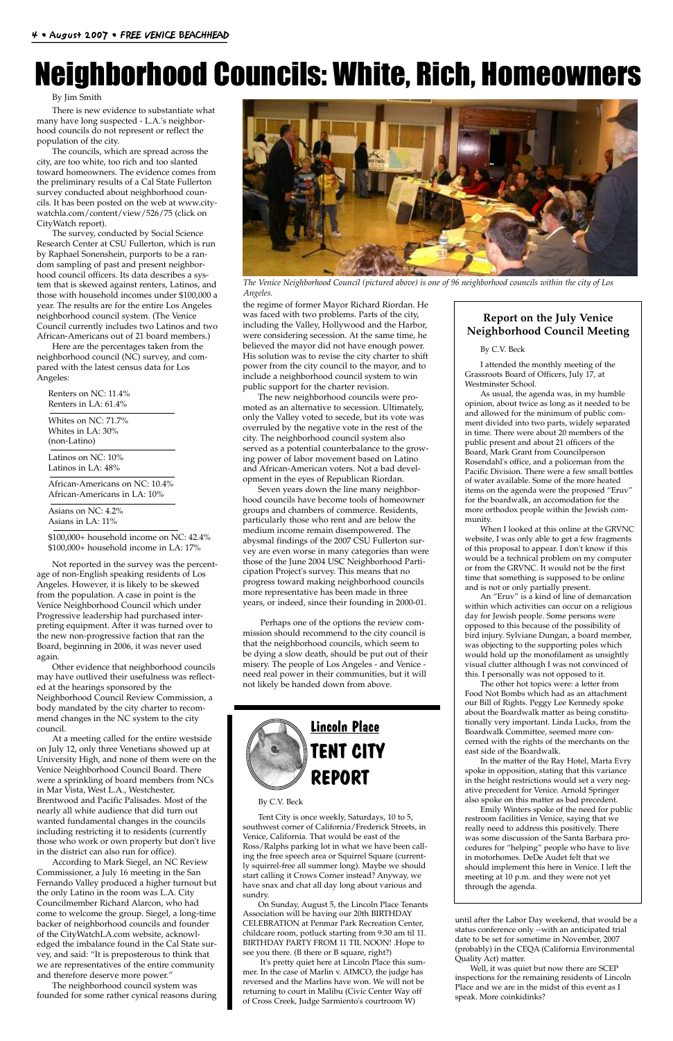# Neighborhood Councils: White, Rich, Homeowners

By Jim Smith

There is new evidence to substantiate what many have long suspected - L.A.'s neighborhood councils do not represent or reflect the population of the city.

The councils, which are spread across the city, are too white, too rich and too slanted toward homeowners. The evidence comes from the preliminary results of a Cal State Fullerton survey conducted about neighborhood councils. It has been posted on the web at www.citywatchla.com/content/view/526/75 (click on CityWatch report).

The survey, conducted by Social Science Research Center at CSU Fullerton, which is run by Raphael Sonenshein, purports to be a random sampling of past and present neighborhood council officers. Its data describes a system that is skewed against renters, Latinos, and those with household incomes under $100,000 a year. The results are for the entire Los Angeles neighborhood council system. (The Venice Council currently includes two Latinos and two African-Americans out of 21 board members.)

Here are the percentages taken from the neighborhood council (NC) survey, and compared with the latest census data for Los Angeles:

Renters on NC: 11.4%
Renters in LA: 61.4%

Whites on NC: 71.7%
Whites in LA: 30%
(non-Latino)

Latinos on NC: 10%
Latinos in LA: 48%

African-Americans on NC: 10.4%
African-Americans in LA: 10%

Asians on NC: 4.2%
Asians in LA: 11%

$100,000+ household income on NC: 42.4%
$100,000+ household income in LA: 17%

Not reported in the survey was the percentage of non-English speaking residents of Los Angeles. However, it is likely to be skewed from the population. A case in point is the Venice Neighborhood Council which under Progressive leadership had purchased interpreting equipment. After it was turned over to the new non-progressive faction that ran the Board, beginning in 2006, it was never used again.

Other evidence that neighborhood councils may have outlived their usefulness was reflected at the hearings sponsored by the Neighborhood Council Review Commission, a body mandated by the city charter to recommend changes in the NC system to the city council.

At a meeting called for the entire westside on July 12, only three Venetians showed up at University High, and none of them were on the Venice Neighborhood Council Board. There were a sprinkling of board members from NCs in Mar Vista, West L.A., Westchester, Brentwood and Pacific Palisades. Most of the nearly all white audience that did turn out wanted fundamental changes in the councils including restricting it to residents (currently those who work or own property but don't live in the district can also run for office).

According to Mark Siegel, an NC Review Commissioner, a July 16 meeting in the San Fernando Valley produced a higher turnout but the only Latino in the room was L.A. City Councilmember Richard Alarcon, who had come to welcome the group. Siegel, a long-time backer of neighborhood councils and founder of the CityWatchLA.com website, acknowledged the imbalance found in the Cal State survey, and said: "It is preposterous to think that we are representatives of the entire community and therefore deserve more power."

The neighborhood council system was founded for some rather cynical reasons during the regime of former Mayor Richard Riordan. He was faced with two problems. Parts of the city, including the Valley, Hollywood and the Harbor, were considering secession. At the same time, he believed the mayor did not have enough power. His solution was to revise the city charter to shift power from the city council to the mayor, and to include a neighborhood council system to win public support for the charter revision.

The new neighborhood councils were promoted as an alternative to secession. Ultimately, only the Valley voted to secede, but its vote was overruled by the negative vote in the rest of the city. The neighborhood council system also served as a potential counterbalance to the growing power of labor movement based on Latino and African-American voters. Not a bad development in the eyes of Republican Riordan.

Seven years down the line many neighborhood councils have become tools of homeowner groups and chambers of commerce. Residents, particularly those who rent and are below the medium income remain disempowered. The abysmal findings of the 2007 CSU Fullerton survey are even worse in many categories than were those of the June 2004 USC Neighborhood Participation Project's survey. This means that no progress toward making neighborhood councils more representative has been made in three years, or indeed, since their founding in 2000-01.

Perhaps one of the options the review commission should recommend to the city council is that the neighborhood councils, which seem to be dying a slow death, should be put out of their misery. The people of Los Angeles - and Venice - need real power in their communities, but it will not likely be handed down from above.

*The Venice Neighborhood Council (pictured above) is one of 96 neighborhood councils within the city of Los Angeles.*

## Report on the July Venice Neighborhood Council Meeting

By C.V. Beck

I attended the monthly meeting of the Grassroots Board of Officers, July 17, at Westminster School.

As usual, the agenda was, in my humble opinion, about twice as long as it needed to be and allowed for the minimum of public comment divided into two parts, widely separated in time. There were about 20 members of the public present and about 21 officers of the Board, Mark Grant from Councilperson Rosendahl's office, and a policeman from the Pacific Division. There were a few small bottles of water available. Some of the more heated items on the agenda were the proposed "Eruv" for the boardwalk, an accomodation for the more orthodox people within the Jewish community.

When I looked at this online at the GRVNC website, I was only able to get a few fragments of this proposal to appear. I don't know if this would be a technical problem on my computer or from the GRVNC. It would not be the first time that something is supposed to be online and is not or only partially present.

An "Eruv" is a kind of line of demarcation within which activities can occur on a religious day for Jewish people. Some persons were opposed to this because of the possibility of bird injury. Sylviane Dungan, a board member, was objecting to the supporting poles which would hold up the monofilament as unsightly visual clutter although I was not convinced of this. I personally was not opposed to it.

The other hot topics were: a letter from Food Not Bombs which had as an attachment our Bill of Rights. Peggy Lee Kennedy spoke about the Boardwalk matter as being constitutionally very important. Linda Lucks, from the Boardwalk Committee, seemed more concerned with the rights of the merchants on the east side of the Boardwalk.

In the matter of the Ray Hotel, Marta Evry spoke in opposition, stating that this variance in the height restrictions would set a very negative precedent for Venice. Arnold Springer also spoke on this matter as bad precedent.

Emily Winters spoke of the need for public restroom facilities in Venice, saying that we really need to address this positively. There was some discussion of the Santa Barbara procedures for "helping" people who have to live in motorhomes. DeDe Audet felt that we should implement this here in Venice. I left the meeting at 10 p.m. and they were not yet through the agenda.

## Lincoln Place TENT CITY REPORT

By C.V. Beck

Tent City is once weekly, Saturdays, 10 to 5, southwest corner of California/Frederick Streets, in Venice, California. That would be east of the Ross/Ralphs parking lot in what we have been calling the free speech area or Squirrel Square (currently squirrel-free all summer long). Maybe we should start calling it Crows Corner instead? Anyway, we have snax and chat all day long about various and sundry.

On Sunday, August 5, the Lincoln Place Tenants Association will be having our 20th BIRTHDAY CELEBRATION at Penmar Park Recreation Center, childcare room, potluck starting from 9:30 am til 11. BIRTHDAY PARTY FROM 11 TIL NOON! .Hope to see you there. (B there or B square, right?)

It's pretty quiet here at Lincoln Place this summer. In the case of Marlin v. AIMCO, the judge has reversed and the Marlins have won. We will not be returning to court in Malibu (Civic Center Way off of Cross Creek, Judge Sarmiento's courtroom W) until after the Labor Day weekend, that would be a status conference only --with an anticipated trial date to be set for sometime in November, 2007 (probably) in the CEQA (California Environmental Quality Act) matter.

Well, it was quiet but now there are SCEP inspections for the remaining residents of Lincoln Place and we are in the midst of this event as I speak. More coinkidinks?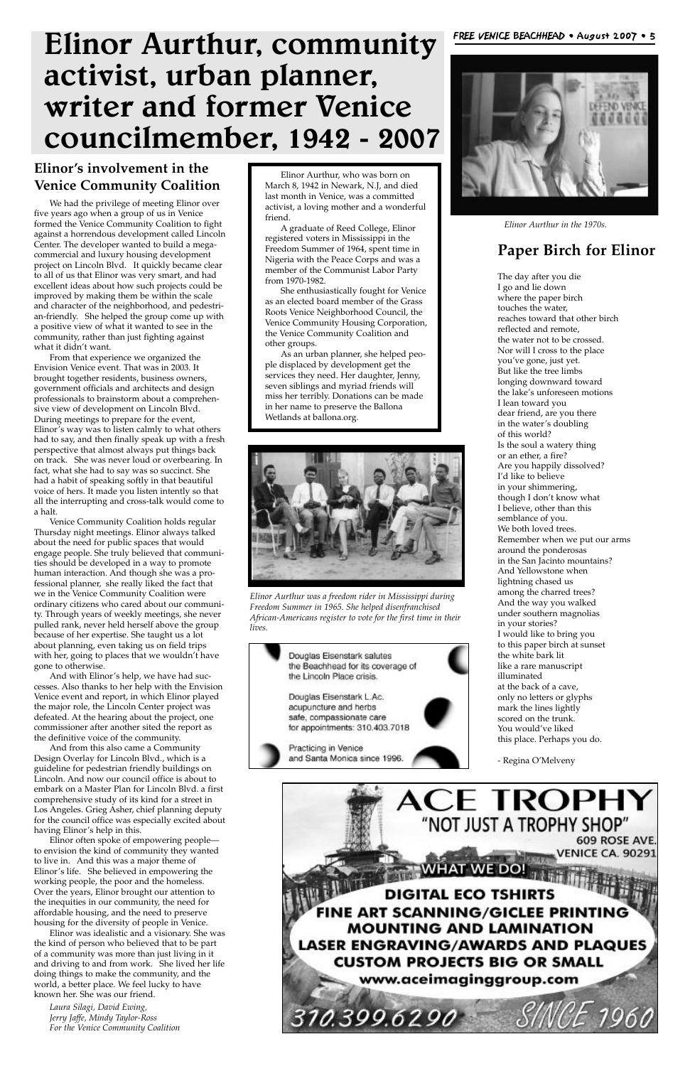# Elinor Aurthur, community activist, urban planner, writer and former Venice councilmember, 1942 - 2007

Elinor Aurthur, who was born on March 8, 1942 in Newark, N.J, and died last month in Venice, was a committed activist, a loving mother and a wonderful friend.

A graduate of Reed College, Elinor registered voters in Mississippi in the Freedom Summer of 1964, spent time in Nigeria with the Peace Corps and was a member of the Communist Labor Party from 1970-1982.

She enthusiastically fought for Venice as an elected board member of the Grass Roots Venice Neighborhood Council, the Venice Community Housing Corporation, the Venice Community Coalition and other groups.

As an urban planner, she helped people displaced by development get the services they need. Her daughter, Jenny, seven siblings and myriad friends will miss her terribly. Donations can be made in her name to preserve the Ballona Wetlands at ballona.org.

## Elinor's involvement in the Venice Community Coalition

We had the privilege of meeting Elinor over five years ago when a group of us in Venice formed the Venice Community Coalition to fight against a horrendous development called Lincoln Center. The developer wanted to build a mega-commercial and luxury housing development project on Lincoln Blvd. It quickly became clear to all of us that Elinor was very smart, and had excellent ideas about how such projects could be improved by making them be within the scale and character of the neighborhood, and pedestrian-friendly. She helped the group come up with a positive view of what it wanted to see in the community, rather than just fighting against what it didn't want.

From that experience we organized the Envision Venice event. That was in 2003. It brought together residents, business owners, government officials and architects and design professionals to brainstorm about a comprehensive view of development on Lincoln Blvd. During meetings to prepare for the event, Elinor's way was to listen calmly to what others had to say, and then finally speak up with a fresh perspective that almost always put things back on track. She was never loud or overbearing. In fact, what she had to say was so succinct. She had a habit of speaking softly in that beautiful voice of hers. It made you listen intently so that all the interrupting and cross-talk would come to a halt.

Venice Community Coalition holds regular Thursday night meetings. Elinor always talked about the need for public spaces that would engage people. She truly believed that communities should be developed in a way to promote human interaction. And though she was a professional planner, she really liked the fact that we in the Venice Community Coalition were ordinary citizens who cared about our community. Through years of weekly meetings, she never pulled rank, never held herself above the group because of her expertise. She taught us a lot about planning, even taking us on field trips with her, going to places that we wouldn't have gone to otherwise.

And with Elinor's help, we have had successes. Also thanks to her help with the Envision Venice event and report, in which Elinor played the major role, the Lincoln Center project was defeated. At the hearing about the project, one commissioner after another sited the report as the definitive voice of the community.

And from this also came a Community Design Overlay for Lincoln Blvd., which is a guideline for pedestrian friendly buildings on Lincoln. And now our council office is about to embark on a Master Plan for Lincoln Blvd. a first comprehensive study of its kind for a street in Los Angeles. Grieg Asher, chief planning deputy for the council office was especially excited about having Elinor's help in this.

Elinor often spoke of empowering people—to envision the kind of community they wanted to live in. And this was a major theme of Elinor's life. She believed in empowering the working people, the poor and the homeless. Over the years, Elinor brought our attention to the inequities in our community, the need for affordable housing, and the need to preserve housing for the diversity of people in Venice.

Elinor was idealistic and a visionary. She was the kind of person who believed that to be part of a community was more than just living in it and driving to and from work. She lived her life doing things to make the community, and the world, a better place. We feel lucky to have known her. She was our friend.

*Laura Silagi, David Ewing,*
*Jerry Jaffe, Mindy Taylor-Ross*
*For the Venice Community Coalition*

*Elinor Aurthur was a freedom rider in Mississippi during Freedom Summer in 1965. She helped disenfranchised African-Americans register to vote for the first time in their lives.*

*Elinor Aurthur in the 1970s.*

## Paper Birch for Elinor

The day after you die
I go and lie down
where the paper birch
touches the water,
reaches toward that other birch
reflected and remote,
the water not to be crossed.
Nor will I cross to the place
you've gone, just yet.
But like the tree limbs
longing downward toward
the lake's unforeseen motions
I lean toward you
dear friend, are you there
in the water's doubling
of this world?
Is the soul a watery thing
or an ether, a fire?
Are you happily dissolved?
I'd like to believe
in your shimmering,
though I don't know what
I believe, other than this
semblance of you.
We both loved trees.
Remember when we put our arms
around the ponderosas
in the San Jacinto mountains?
And Yellowstone when
lightning chased us
among the charred trees?
And the way you walked
under southern magnolias
in your stories?
I would like to bring you
to this paper birch at sunset
the white bark lit
like a rare manuscript
illuminated
at the back of a cave,
only no letters or glyphs
mark the lines lightly
scored on the trunk.
You would've liked
this place. Perhaps you do.

- Regina O'Melveny

Douglas Eisenstark salutes the Beachhead for its coverage of the Lincoln Place crisis.

Douglas Eisenstark L.Ac.
acupuncture and herbs
safe, compassionate care
for appointments: 310.403.7018

Practicing in Venice and Santa Monica since 1996.

# ACE TROPHY

"NOT JUST A TROPHY SHOP"

609 ROSE AVE.
VENICE CA. 90291

WHAT WE DO!

DIGITAL ECO TSHIRTS
FINE ART SCANNING/GICLEE PRINTING
MOUNTING AND LAMINATION
LASER ENGRAVING/AWARDS AND PLAQUES
CUSTOM PROJECTS BIG OR SMALL

www.aceimaginggroup.com

310.399.6290 SINCE 1960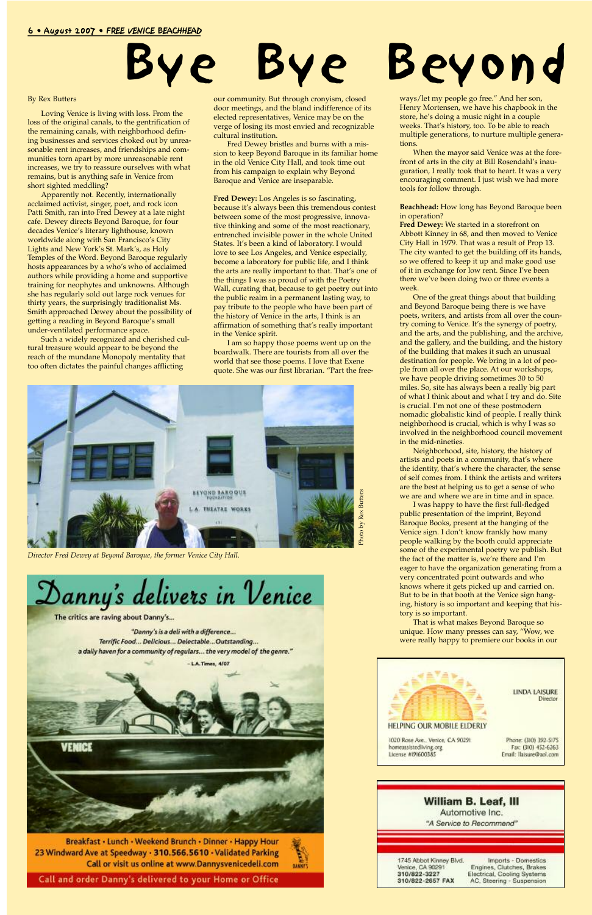# Bye Bye Beyond

By Rex Butters

Loving Venice is living with loss. From the loss of the original canals, to the gentrification of the remaining canals, with neighborhood defining businesses and services choked out by unreasonable rent increases, and friendships and communities torn apart by more unreasonable rent increases, we try to reassure ourselves with what remains, but is anything safe in Venice from short sighted meddling?

Apparently not. Recently, internationally acclaimed activist, singer, poet, and rock icon Patti Smith, ran into Fred Dewey at a late night cafe. Dewey directs Beyond Baroque, for four decades Venice's literary lighthouse, known worldwide along with San Francisco's City Lights and New York's St. Mark's, as Holy Temples of the Word. Beyond Baroque regularly hosts appearances by a who's who of acclaimed authors while providing a home and supportive training for neophytes and unknowns. Although she has regularly sold out large rock venues for thirty years, the surprisingly traditionalist Ms. Smith approached Dewey about the possibility of getting a reading in Beyond Baroque's small under-ventilated performance space.

Such a widely recognized and cherished cultural treasure would appear to be beyond the reach of the mundane Monopoly mentality that too often dictates the painful changes afflicting our community. But through cronyism, closed door meetings, and the bland indifference of its elected representatives, Venice may be on the verge of losing its most envied and recognizable cultural institution.

Fred Dewey bristles and burns with a mission to keep Beyond Baroque in its familiar home in the old Venice City Hall, and took time out from his campaign to explain why Beyond Baroque and Venice are inseparable.

**Fred Dewey:** Los Angeles is so fascinating, because it's always been this tremendous contest between some of the most progressive, innovative thinking and some of the most reactionary, entrenched invisible power in the whole United States. It's been a kind of laboratory. I would love to see Los Angeles, and Venice especially, become a laboratory for public life, and I think the arts are really important to that. That's one of the things I was so proud of with the Poetry Wall, curating that, because to get poetry out into the public realm in a permanent lasting way, to pay tribute to the people who have been part of the history of Venice in the arts, I think is an affirmation of something that's really important in the Venice spirit.

I am so happy those poems went up on the boardwalk. There are tourists from all over the world that see those poems. I love that Exene quote. She was our first librarian. "Part the free-ways/let my people go free." And her son, Henry Mortensen, we have his chapbook in the store, he's doing a music night in a couple weeks. That's history, too. To be able to reach multiple generations, to nurture multiple generations.

When the mayor said Venice was at the forefront of arts in the city at Bill Rosendahl's inauguration, I really took that to heart. It was a very encouraging comment. I just wish we had more tools for follow through.

**Beachhead:** How long has Beyond Baroque been in operation?

**Fred Dewey:** We started in a storefront on Abbott Kinney in 68, and then moved to Venice City Hall in 1979. That was a result of Prop 13. The city wanted to get the building off its hands, so we offered to keep it up and make good use of it in exchange for low rent. Since I've been there we've been doing two or three events a week.

One of the great things about that building and Beyond Baroque being there is we have poets, writers, and artists from all over the country coming to Venice. It's the synergy of poetry, and the arts, and the publishing, and the archive, and the gallery, and the building, and the history of the building that makes it such an unusual destination for people. We bring in a lot of people from all over the place. At our workshops, we have people driving sometimes 30 to 50 miles. So, site has always been a really big part of what I think about and what I try and do. Site is crucial. I'm not one of these postmodern nomadic globalistic kind of people. I really think neighborhood is crucial, which is why I was so involved in the neighborhood council movement in the mid-nineties.

Neighborhood, site, history, the history of artists and poets in a community, that's where the identity, that's where the character, the sense of self comes from. I think the artists and writers are the best at helping us to get a sense of who we are and where we are in time and in space.

I was happy to have the first full-fledged public presentation of the imprint, Beyond Baroque Books, present at the hanging of the Venice sign. I don't know frankly how many people walking by the booth could appreciate some of the experimental poetry we publish. But the fact of the matter is, we're there and I'm eager to have the organization generating from a very concentrated point outwards and who knows where it gets picked up and carried on. But to be in that booth at the Venice sign hanging, history is so important and keeping that history is so important.

That is what makes Beyond Baroque so unique. How many presses can say, "Wow, we were really happy to premiere our books in our

Photo by Rex Butters

*Director Fred Dewey at Beyond Baroque, the former Venice City Hall.*

---

**Danny's delivers in Venice**

The critics are raving about Danny's...

"Danny's is a deli with a difference... Terrific Food... Delicious... Delectable...Outstanding... a daily haven for a community of regulars... the very model of the genre."
– L.A. Times, 4/07

Breakfast • Lunch • Weekend Brunch • Dinner • Happy Hour
23 Windward Ave at Speedway • 310.566.5610 • Validated Parking
Call or visit us online at www.Dannysvenicedeli.com

Call and order Danny's delivered to your Home or Office

---

HELPING OUR MOBILE ELDERLY

LINDA LAISURE
Director

1020 Rose Ave., Venice, CA 90291
homeassistedliving.org
License #191600385

Phone: (310) 392-5175
Fax: (310) 452-6263
Email: llaisure@aol.com

---

**William B. Leaf, III**
Automotive Inc.
"A Service to Recommend"

1745 Abbot Kinney Blvd.
Venice, CA 90291
310/822-3227
310/822-2657 FAX

Imports - Domestics
Engines, Clutches, Brakes
Electrical, Cooling Systems
AC, Steering - Suspension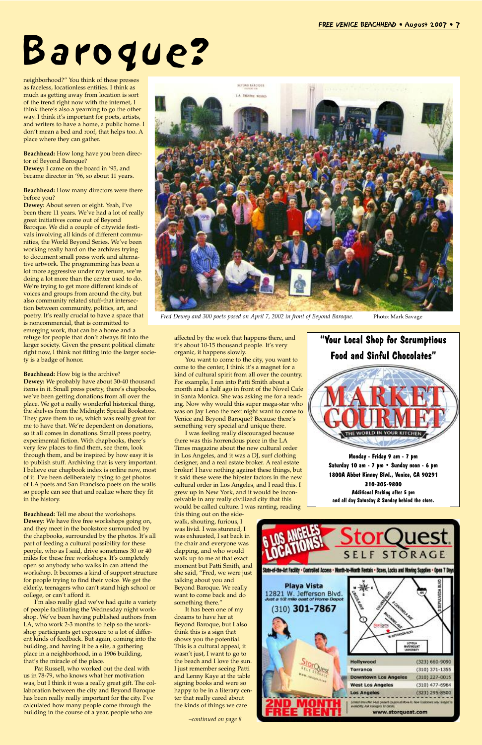# Baroque?

neighborhood?" You think of these presses as faceless, locationless entities. I think as much as getting away from location is sort of the trend right now with the internet, I think there's also a yearning to go the other way. I think it's important for poets, artists, and writers to have a home, a public home. I don't mean a bed and roof, that helps too. A place where they can gather.

**Beachhead:** How long have you been director of Beyond Baroque?
**Dewey:** I came on the board in '95, and became director in '96, so about 11 years.

**Beachhead:** How many directors were there before you?
**Dewey:** About seven or eight. Yeah, I've been there 11 years. We've had a lot of really great initiatives come out of Beyond Baroque. We did a couple of citywide festivals involving all kinds of different communities, the World Beyond Series. We've been working really hard on the archives trying to document small press work and alternative artwork. The programming has been a lot more aggressive under my tenure, we're doing a lot more than the center used to do. We're trying to get more different kinds of voices and groups from around the city, but also community related stuff-that intersection between community, politics, art, and poetry. It's really crucial to have a space that is noncommercial, that is committed to emerging work, that can be a home and a refuge for people that don't always fit into the larger society. Given the present political climate right now, I think not fitting into the larger society is a badge of honor.

**Beachhead:** How big is the archive?
**Dewey:** We probably have about 30-40 thousand items in it. Small press poetry, there's chapbooks, we've been getting donations from all over the place. We got a really wonderful historical thing, the shelves from the Midnight Special Bookstore. They gave them to us, which was really great for me to have that. We're dependent on donations, so it all comes in donations. Small press poetry, experimental fiction. With chapbooks, there's very few places to find them, see them, look through them, and be inspired by how easy it is to publish stuff. Archiving that is very important. I believe our chapbook index is online now, most of it. I've been deliberately trying to get photos of LA poets and San Francisco poets on the walls so people can see that and realize where they fit in the history.

**Beachhead:** Tell me about the workshops.
**Dewey:** We have five free workshops going on, and they meet in the bookstore surrounded by the chapbooks, surrounded by the photos. It's all part of feeding a cultural possibility for these people, who as I said, drive sometimes 30 or 40 miles for these free workshops. It's completely open so anybody who walks in can attend the workshop. It becomes a kind of support structure for people trying to find their voice. We get the elderly, teenagers who can't stand high school or college, or can't afford it.

I'm also really glad we've had quite a variety of people facilitating the Wednesday night workshop. We've been having published authors from LA, who work 2-3 months to help so the workshop participants get exposure to a lot of different kinds of feedback. But again, coming into the building, and having it be a site, a gathering place in a neighborhood, in a 1906 building, that's the miracle of the place.

Pat Russell, who worked out the deal with us in 78-79, who knows what her motivation was, but I think it was a really great gift. The collaboration between the city and Beyond Baroque has been really really important for the city. I've calculated how many people come through the building in the course of a year, people who are affected by the work that happens there, and it's about 10-15 thousand people. It's very organic, it happens slowly.

*Fred Dewey and 300 poets posed on April 7, 2002 in front of Beyond Baroque.* Photo: Mark Savage

You want to come to the city, you want to come to the center, I think it's a magnet for a kind of cultural spirit from all over the country. For example, I ran into Patti Smith about a month and a half ago in front of the Novel Cafe in Santa Monica. She was asking me for a reading. Now why would this super mega-star who was on Jay Leno the next night want to come to Venice and Beyond Baroque? Because there's something very special and unique there.

I was feeling really discouraged because there was this horrendous piece in the LA Times magazine about the new cultural order in Los Angeles, and it was a DJ, surf clothing designer, and a real estate broker. A real estate broker! I have nothing against these things, but it said these were the hipster factors in the new cultural order in Los Angeles, and I read this. I grew up in New York, and it would be inconceivable in any really civilized city that this would be called culture. I was ranting, reading this thing out on the sidewalk, shouting, furious, I was livid. I was stunned, I was exhausted, I sat back in the chair and everyone was clapping, and who would walk up to me at that exact moment but Patti Smith, and she said, "Fred, we were just talking about you and Beyond Baroque. We really want to come back and do something there."

It has been one of my dreams to have her at Beyond Baroque, but I also think this is a sign that shows you the potential. This is a cultural appeal, it wasn't just, I want to go to the beach and I love the sun. I just remember seeing Patti and Lenny Kaye at the table signing books and were so happy to be in a literary center that really cared about the kinds of things we care

*–continued on page 8*

---

"Your Local Shop for Scrumptious Food and Sinful Chocolates"

MARKET GOURMET — THE WORLD IN YOUR KITCHEN

Monday - Friday 9 am - 7 pm
Saturday 10 am - 7 pm • Sunday noon - 6 pm
1800A Abbot Kinney Blvd., Venice, CA 90291
310-305-9800
Additional Parking after 5 pm and all day Saturday & Sunday behind the store.

---

6 LOS ANGELES LOCATIONS! StorQuest SELF STORAGE

State-of-the-Art Facility • Controlled Access • Month-to-Month Rentals • Boxes, Locks and Moving Supplies • Open 7 Days

Playa Vista
12821 W. Jefferson Blvd.
Just a 1/2 mile east of Home Depot
(310) 301-7867

| | |
|---|---|
| Hollywood | (323) 660-9090 |
| Torrance | (310) 371-1355 |
| Downtown Los Angeles | (310) 227-0015 |
| West Los Angeles | (310) 477-6964 |
| Los Angeles | (323) 295-8500 |

2ND MONTH FREE RENT!

www.storquest.com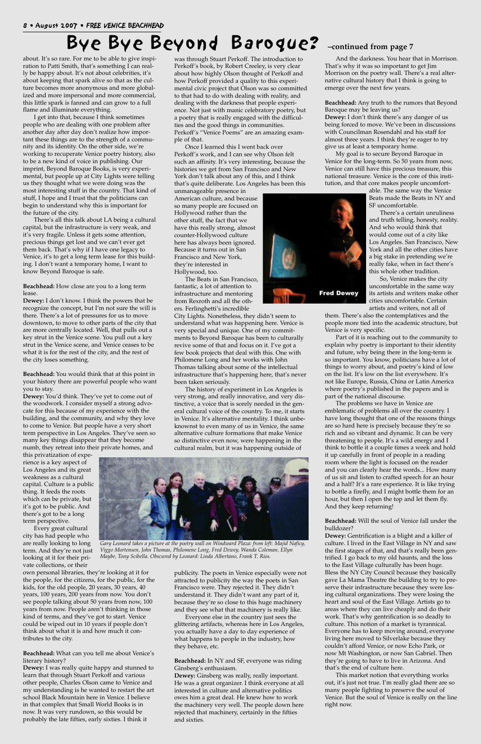# Bye Bye Beyond Baroque? –continued from page 7

about. It's so rare. For me to be able to give inspiration to Patti Smith, that's something I can really be happy about. It's not about celebrities, it's about keeping that spark alive so that as the culture becomes more anonymous and more globalized and more impersonal and more commercial, this little spark is fanned and can grow to a full flame and illuminate everything.

I get into that, because I think sometimes people who are dealing with one problem after another day after day don't realize how important these things are to the strength of a community and its identity. On the other side, we're working to recuperate Venice poetry history, also to be a new kind of voice in publishing. Our imprint, Beyond Baroque Books, is very experimental, but people up at City Lights were telling us they thought what we were doing was the most interesting stuff in the country. That kind of stuff, I hope and I trust that the politicians can begin to understand why this is important for the future of the city.

There's all this talk about LA being a cultural capital, but the infrastructure is very weak, and it's very fragile. Unless it gets some attention, precious things get lost and we can't ever get them back. That's why if I have one legacy to Venice, it's to get a long term lease for this building. I don't want a temporary home, I want to know Beyond Baroque is safe.

**Beachhead:** How close are you to a long term lease.

**Dewey:** I don't know. I think the powers that be recognize the concept, but I'm not sure the will is there. There's a lot of pressures for us to move downtown, to move to other parts of the city that are more centrally located. Well, that pulls out a key strut in the Venice scene. You pull out a key strut in the Venice scene, and Venice ceases to be what it is for the rest of the city, and the rest of the city loses something.

**Beachhead:** You would think that at this point in your history there are powerful people who want you to stay.

**Dewey:** You'd think. They've yet to come out of the woodwork. I consider myself a strong advocate for this because of my experience with the building, and the community, and why they love to come to Venice. But people have a very short term perspective in Los Angeles. They've seen so many key things disappear that they become numb, they retreat into their private homes, and this privatization of experience is a key aspect of Los Angeles and its great weakness as a cultural capital. Culture is a public thing. It feeds the roots which can be private, but it's got to be public. And there's got to be a long term perspective.

Every great cultural city has had people who are really looking to long term. And they're not just looking at it for their private collections, or their own personal libraries, they're looking at it for the people, for the citizens, for the public, for the kids, for the old people, 20 years, 30 years, 40 years, 100 years, 200 years from now. You don't see people talking about 50 years from now, 100 years from now. People aren't thinking in those kind of terms, and they've got to start. Venice could be wiped out in 10 years if people don't think about what it is and how much it contributes to the city.

**Beachhead:** What can you tell me about Venice's literary history?

**Dewey:** I was really quite happy and stunned to learn that through Stuart Perkoff and various other people, Charles Olson came to Venice and my understanding is he wanted to restart the art school Black Mountain here in Venice. I believe in that complex that Small World Books is in now. It was very rundown, so this would be probably the late fifties, early sixties. I think it was through Stuart Perkoff. The introduction to Perkoff's book, by Robert Creeley, is very clear about how highly Olson thought of Perkoff and how Perkoff provided a quality to this experimental civic project that Olson was so committed to that had to do with dealing with reality, and dealing with the darkness that people experience. Not just with manic celebratory poetry, but a poetry that is really engaged with the difficulties and the good things in communities. Perkoff's "Venice Poems" are an amazing example of that.

Once I learned this I went back over Perkoff's work, and I can see why Olson felt such an affinity. It's very interesting, because the histories we get from San Francisco and New York don't talk about any of this, and I think that's quite deliberate. Los Angeles has been this unmanageable presence in American culture, and because so many people are focused on Hollywood rather than the other stuff, the fact that we have this really strong, almost counter-Hollywood culture here has always been ignored. Because it turns out in San Francisco and New York, they're interested in Hollywood, too.

The Beats in San Francisco, fantastic, a lot of attention to infrastructure and mentoring from Rexroth and all the others. Ferlinghetti's incredible City Lights. Nonetheless, they didn't seem to understand what was happening here. Venice is very special and unique. One of my commitments to Beyond Baroque has been to culturally revive some of that and focus on it. I've got a few book projects that deal with this. One with Philomene Long and her works with John Thomas talking about some of the intellectual infrastructure that's happening here, that's never been taken seriously.

The history of experiment in Los Angeles is very strong, and really innovative, and very distinctive, a voice that is sorely needed in the general cultural voice of the country. To me, it starts in Venice. It's an alternative mentality. I think unbeknownst to even many of us in Venice, the same alternative culture formations that make Venice so distinctive even now, were happening in the cultural realm, but it was happening outside of publicity. The poets in Venice especially were not attracted to publicity the way the poets in San Francisco were. They rejected it. They didn't understand it. They didn't want any part of it, because they're so close to this huge machinery and they see what that machinery is really like.

Everyone else in the country just sees the glittering artifacts, whereas here in Los Angeles, you actually have a day to day experience of what happens to people in the industry, how they behave, etc.

**Beachhead:** In NY and SF, everyone was riding Ginsberg's enthusiasm.

**Dewey:** Ginsberg was really, really important. He was a great organizer. I think everyone at all interested in culture and alternative politics owes him a great deal. He knew how to work the machinery very well. The people down here rejected that machinery, certainly in the fifties and sixties.

And the darkness. You hear that in Morrison. That's why it was so important to get Jim Morrison on the poetry wall. There's a real alternative cultural history that I think is going to emerge over the next few years.

**Beachhead:** Any truth to the rumors that Beyond Baroque may be leaving us?

**Dewey:** I don't think there's any danger of us being forced to move. We've been in discussions with Councilman Rosendahl and his staff for almost three years. I think they're eager to try give us at least a temporary home.

My goal is to secure Beyond Baroque in Venice for the long-term. So 50 years from now, Venice can still have this precious treasure, this national treasure. Venice is the core of this institution, and that core makes people uncomfortable. The same way the Venice Beats made the Beats in NY and SF uncomfortable.

Fred Dewey

There's a certain unruliness and truth telling, honesty, reality. And who would think that would come out of a city like Los Angeles. San Francisco, New York and all the other cities have a big stake in pretending we're really fake, when in fact there's this whole other tradition.

So, Venice makes the city uncomfortable in the same way its artists and writers make other cities uncomfortable. Certain artists and writers, not all of them. There's also the contemplatives and the people more tied into the academic structure, but Venice is very specific.

Part of it is reaching out to the community to explain why poetry is important to their identity and future, why being there in the long-term is so important. You know, politicians have a lot of things to worry about, and poetry's kind of low on the list. It's low on the list everywhere. It's not like Europe, Russia, China or Latin America where poetry's published in the papers and is part of the national discourse.

The problems we have in Venice are emblematic of problems all over the country. I have long thought that one of the reasons things are so hard here is precisely because they're so rich and so vibrant and dynamic. It can be very threatening to people. It's a wild energy and I think to bottle it a couple times a week and hold it up carefully in front of people in a reading room where the light is focused on the reader and you can clearly hear the words... How many of us sit and listen to crafted speech for an hour and a half? It's a rare experience. It is like trying to bottle a firefly, and I might bottle them for an hour, but then I open the top and let them fly. And they keep returning!

**Beachhead:** Will the soul of Venice fall under the bulldozer?

**Dewey:** Gentrification is a blight and a killer of culture. I lived in the East Village in NY and saw the first stages of that, and that's really been gentrified. I go back to my old haunts, and the loss to the East Village culturally has been huge. Bless the NY City Council because they basically gave La Mama Theatre the building to try to preserve their infrastructure because they were losing cultural organizations. They were losing the heart and soul of the East Village. Artists go to areas where they can live cheaply and do their work. That's why gentrification is so deadly to culture. This notion of a market is tyrannical. Everyone has to keep moving around, everyone living here moved to Silverlake because they couldn't afford Venice, or now Echo Park, or now Mt Washington, or now San Gabriel. Then they're going to have to live in Arizona. And that's the end of culture here.

This market notion that everything works out, it's just not true. I'm really glad there are so many people fighting to preserve the soul of Venice. But the soul of Venice is really on the line right now.

*Gary Leonard takes a picture at the poetry wall on Windward Plaza: from left: Majid Naficy, Viggo Mortensen, John Thomas, Philomene Long, Fred Dewey, Wanda Coleman, Ellyn Maybe, Tony Scibella. Obscured by Leonard: Linda Albertano, Frank T. Rios.*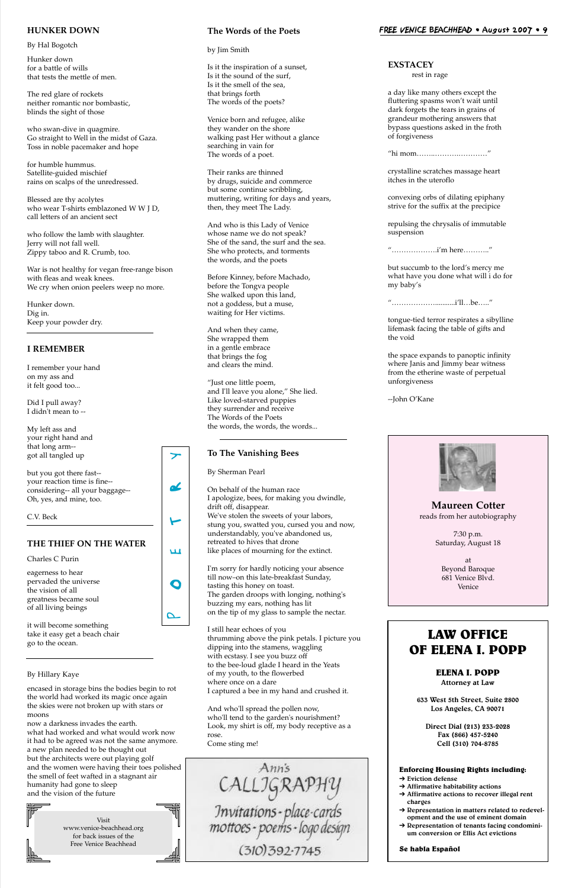## HUNKER DOWN

By Hal Bogotch

Hunker down
for a battle of wills
that tests the mettle of men.

The red glare of rockets
neither romantic nor bombastic,
blinds the sight of those

who swan-dive in quagmire.
Go straight to Well in the midst of Gaza.
Toss in noble pacemaker and hope

for humble hummus.
Satellite-guided mischief
rains on scalps of the unredressed.

Blessed are thy acolytes
who wear T-shirts emblazoned W W J D,
call letters of an ancient sect

who follow the lamb with slaughter.
Jerry will not fall well.
Zippy taboo and R. Crumb, too.

War is not healthy for vegan free-range bison
with fleas and weak knees.
We cry when onion peelers weep no more.

Hunker down.
Dig in.
Keep your powder dry.

## I REMEMBER

I remember your hand
on my ass and
it felt good too...

Did I pull away?
I didn't mean to --

My left ass and
your right hand and
that long arm--
got all tangled up

but you got there fast--
your reaction time is fine--
considering-- all your baggage--
Oh, yes, and mine, too.

C.V. Beck

## THE THIEF ON THE WATER

Charles C Purin

eagerness to hear
pervaded the universe
the vision of all
greatness became soul
of all living beings

it will become something
take it easy get a beach chair
go to the ocean.

POETRY

By Hillary Kaye

encased in storage bins the bodies begin to rot
the world had worked its magic once again
the skies were not broken up with stars or moons
now a darkness invades the earth.
what had worked and what would work now
it had to be agreed was not the same anymore.
a new plan needed to be thought out
but the architects were out playing golf
and the women were having their toes polished
the smell of feet wafted in a stagnant air
humanity had gone to sleep
and the vision of the future

Visit
www.venice-beachhead.org
for back issues of the
Free Venice Beachhead

## The Words of the Poets

by Jim Smith

Is it the inspiration of a sunset,
Is it the sound of the surf,
Is it the smell of the sea,
that brings forth
The words of the poets?

Venice born and refugee, alike
they wander on the shore
walking past Her without a glance
searching in vain for
The words of a poet.

Their ranks are thinned
by drugs, suicide and commerce
but some continue scribbling,
muttering, writing for days and years,
then, they meet The Lady.

And who is this Lady of Venice
whose name we do not speak?
She of the sand, the surf and the sea.
She who protects, and torments
the words, and the poets

Before Kinney, before Machado,
before the Tongva people
She walked upon this land,
not a goddess, but a muse,
waiting for Her victims.

And when they came,
She wrapped them
in a gentle embrace
that brings the fog
and clears the mind.

"Just one little poem,
and I'll leave you alone," She lied.
Like loved-starved puppies
they surrender and receive
The Words of the Poets
the words, the words, the words...

## To The Vanishing Bees

By Sherman Pearl

On behalf of the human race
I apologize, bees, for making you dwindle,
drift off, disappear.
We've stolen the sweets of your labors,
stung you, swatted you, cursed you and now,
understandably, you've abandoned us,
retreated to hives that drone
like places of mourning for the extinct.

I'm sorry for hardly noticing your absence
till now–on this late-breakfast Sunday,
tasting this honey on toast.
The garden droops with longing, nothing's
buzzing my ears, nothing has lit
on the tip of my glass to sample the nectar.

I still hear echoes of you
thrumming above the pink petals. I picture you
dipping into the stamens, waggling
with ecstasy. I see you buzz off
to the bee-loud glade I heard in the Yeats
of my youth, to the flowerbed
where once on a dare
I captured a bee in my hand and crushed it.

And who'll spread the pollen now,
who'll tend to the garden's nourishment?
Look, my shirt is off, my body receptive as a rose.
Come sting me!

Ann's
CALLIGRAPHY
Invitations - place-cards
mottoes - poems - logo design
(310) 392-7745

## EXSTACEY

rest in rage

a day like many others except the
fluttering spasms won't wait until
dark forgets the tears in grains of
grandeur mothering answers that
bypass questions asked in the froth
of forgiveness

"hi mom……..……….………."

crystalline scratches massage heart
itches in the uteroflo

convexing orbs of dilating epiphany
strive for the suffix at the precipice

repulsing the chrysalis of immutable
suspension

"………………i'm here……….."

but succumb to the lord's mercy me
what have you done what will i do for
my baby's

"……………….............i'll…be….."

tongue-tied terror respirates a sibylline
lifemask facing the table of gifts and
the void

the space expands to panoptic infinity
where Janis and Jimmy bear witness
from the etherine waste of perpetual
unforgiveness

--John O'Kane

**Maureen Cotter**
reads from her autobiography

7:30 p.m.
Saturday, August 18

at
Beyond Baroque
681 Venice Blvd.
Venice

## LAW OFFICE OF ELENA I. POPP

**ELENA I. POPP**
Attorney at Law

633 West 5th Street, Suite 2800
Los Angeles, CA 90071

Direct Dial (213) 233-2028
Fax (866) 457-5240
Cell (310) 704-8785

**Enforcing Housing Rights including:**
- Eviction defense
- Affirmative habitability actions
- Affirmative actions to recover illegal rent charges
- Representation in matters related to redevelopment and the use of eminent domain
- Representation of tenants facing condominium conversion or Ellis Act evictions

**Se habla Español**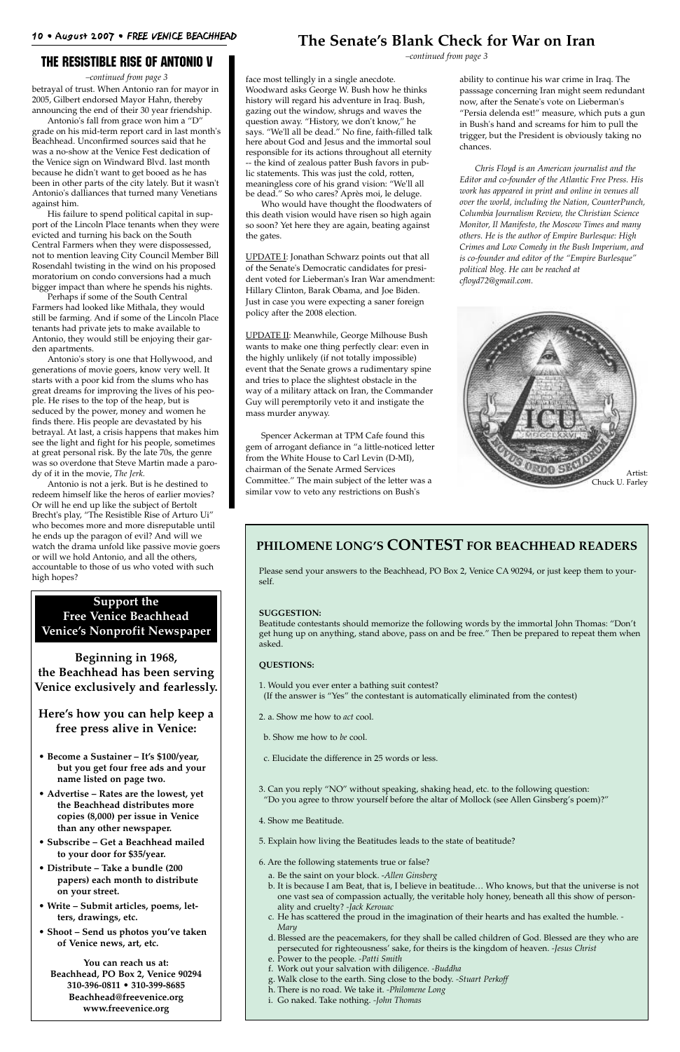## THE RESISTIBLE RISE OF ANTONIO V

*–continued from page 3*

betrayal of trust. When Antonio ran for mayor in 2005, Gilbert endorsed Mayor Hahn, thereby announcing the end of their 30 year friendship.

Antonio's fall from grace won him a "D" grade on his mid-term report card in last month's Beachhead. Unconfirmed sources said that he was a no-show at the Venice Fest dedication of the Venice sign on Windward Blvd. last month because he didn't want to get booed as he has been in other parts of the city lately. But it wasn't Antonio's dalliances that turned many Venetians against him.

His failure to spend political capital in support of the Lincoln Place tenants when they were evicted and turning his back on the South Central Farmers when they were dispossessed, not to mention leaving City Council Member Bill Rosendahl twisting in the wind on his proposed moratorium on condo conversions had a much bigger impact than where he spends his nights.

Perhaps if some of the South Central Farmers had looked like Mithala, they would still be farming. And if some of the Lincoln Place tenants had private jets to make available to Antonio, they would still be enjoying their garden apartments.

Antonio's story is one that Hollywood, and generations of movie goers, know very well. It starts with a poor kid from the slums who has great dreams for improving the lives of his people. He rises to the top of the heap, but is seduced by the power, money and women he finds there. His people are devastated by his betrayal. At last, a crisis happens that makes him see the light and fight for his people, sometimes at great personal risk. By the late 70s, the genre was so overdone that Steve Martin made a parody of it in the movie, *The Jerk*.

Antonio is not a jerk. But is he destined to redeem himself like the heros of earlier movies? Or will he end up like the subject of Bertolt Brecht's play, "The Resistible Rise of Arturo Ui" who becomes more and more disreputable until he ends up the paragon of evil? And will we watch the drama unfold like passive movie goers or will we hold Antonio, and all the others, accountable to those of us who voted with such high hopes?

## Support the Free Venice Beachhead Venice's Nonprofit Newspaper

**Beginning in 1968, the Beachhead has been serving Venice exclusively and fearlessly.**

**Here's how you can help keep a free press alive in Venice:**

- **Become a Sustainer – It's $100/year, but you get four free ads and your name listed on page two.**
- **Advertise – Rates are the lowest, yet the Beachhead distributes more copies (8,000) per issue in Venice than any other newspaper.**
- **Subscribe – Get a Beachhead mailed to your door for $35/year.**
- **Distribute – Take a bundle (200 papers) each month to distribute on your street.**
- **Write – Submit articles, poems, letters, drawings, etc.**
- **Shoot – Send us photos you've taken of Venice news, art, etc.**

**You can reach us at:**
**Beachhead, PO Box 2, Venice 90294**
**310-396-0811 • 310-399-8685**
**Beachhead@freevenice.org**
**www.freevenice.org**

## The Senate's Blank Check for War on Iran

*–continued from page 3*

face most tellingly in a single anecdote. Woodward asks George W. Bush how he thinks history will regard his adventure in Iraq. Bush, gazing out the window, shrugs and waves the question away. "History, we don't know," he says. "We'll all be dead." No fine, faith-filled talk here about God and Jesus and the immortal soul responsible for its actions throughout all eternity -- the kind of zealous patter Bush favors in public statements. This was just the cold, rotten, meaningless core of his grand vision: "We'll all be dead." So who cares? Après moi, le deluge.

Who would have thought the floodwaters of this death vision would have risen so high again so soon? Yet here they are again, beating against the gates.

UPDATE I: Jonathan Schwarz points out that all of the Senate's Democratic candidates for president voted for Lieberman's Iran War amendment: Hillary Clinton, Barak Obama, and Joe Biden. Just in case you were expecting a saner foreign policy after the 2008 election.

UPDATE II: Meanwhile, George Milhouse Bush wants to make one thing perfectly clear: even in the highly unlikely (if not totally impossible) event that the Senate grows a rudimentary spine and tries to place the slightest obstacle in the way of a military attack on Iran, the Commander Guy will peremptorily veto it and instigate the mass murder anyway.

Spencer Ackerman at TPM Cafe found this gem of arrogant defiance in "a little-noticed letter from the White House to Carl Levin (D-MI), chairman of the Senate Armed Services Committee." The main subject of the letter was a similar vow to veto any restrictions on Bush's ability to continue his war crime in Iraq. The passsage concerning Iran might seem redundant now, after the Senate's vote on Lieberman's "Persia delenda est!" measure, which puts a gun in Bush's hand and screams for him to pull the trigger, but the President is obviously taking no chances.

*Chris Floyd is an American journalist and the Editor and co-founder of the Atlantic Free Press. His work has appeared in print and online in venues all over the world, including the Nation, CounterPunch, Columbia Journalism Review, the Christian Science Monitor, Il Manifesto, the Moscow Times and many others. He is the author of Empire Burlesque: High Crimes and Low Comedy in the Bush Imperium, and is co-founder and editor of the "Empire Burlesque" political blog. He can be reached at cfloyd72@gmail.com.*

Artist: Chuck U. Farley

## PHILOMENE LONG'S CONTEST FOR BEACHHEAD READERS

Please send your answers to the Beachhead, PO Box 2, Venice CA 90294, or just keep them to yourself.

**SUGGESTION:**

Beatitude contestants should memorize the following words by the immortal John Thomas: "Don't get hung up on anything, stand above, pass on and be free." Then be prepared to repeat them when asked.

**QUESTIONS:**

1. Would you ever enter a bathing suit contest?
   (If the answer is "Yes" the contestant is automatically eliminated from the contest)

2. a. Show me how to *act* cool.

   b. Show me how to *be* cool.

   c. Elucidate the difference in 25 words or less.

3. Can you reply "NO" without speaking, shaking head, etc. to the following question:
   "Do you agree to throw yourself before the altar of Mollock (see Allen Ginsberg's poem)?"

4. Show me Beatitude.

5. Explain how living the Beatitudes leads to the state of beatitude?

6. Are the following statements true or false?
   a. Be the saint on your block. *-Allen Ginsberg*
   b. It is because I am Beat, that is, I believe in beatitude… Who knows, but that the universe is not one vast sea of compassion actually, the veritable holy honey, beneath all this show of personality and cruelty? *-Jack Kerouac*
   c. He has scattered the proud in the imagination of their hearts and has exalted the humble. *-Mary*
   d. Blessed are the peacemakers, for they shall be called children of God. Blessed are they who are persecuted for righteousness' sake, for theirs is the kingdom of heaven. *-Jesus Christ*
   e. Power to the people. *-Patti Smith*
   f. Work out your salvation with diligence. *-Buddha*
   g. Walk close to the earth. Sing close to the body. *-Stuart Perkoff*
   h. There is no road. We take it. *-Philomene Long*
   i. Go naked. Take nothing. *-John Thomas*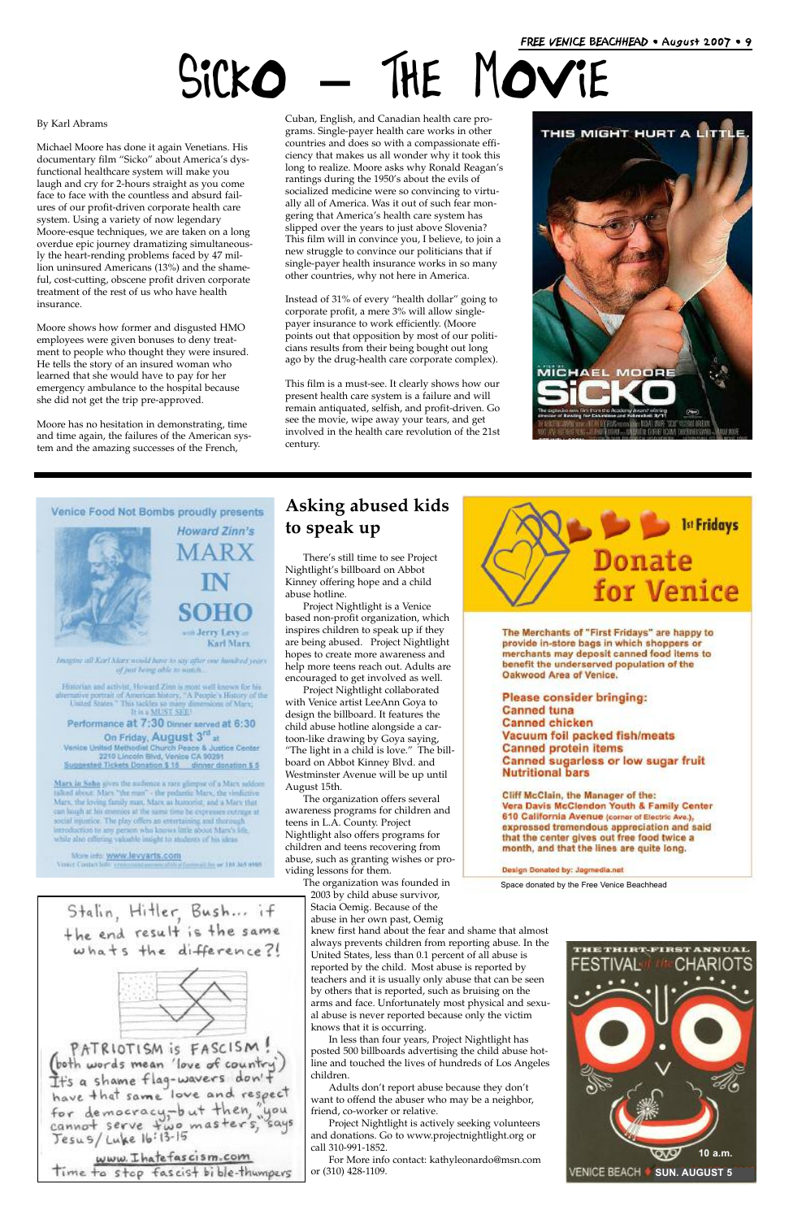# Sicko – The Movie

By Karl Abrams

Michael Moore has done it again Venetians. His documentary film "Sicko" about America's dysfunctional healthcare system will make you laugh and cry for 2-hours straight as you come face to face with the countless and absurd failures of our profit-driven corporate health care system. Using a variety of now legendary Moore-esque techniques, we are taken on a long overdue epic journey dramatizing simultaneously the heart-rending problems faced by 47 million uninsured Americans (13%) and the shameful, cost-cutting, obscene profit driven corporate treatment of the rest of us who have health insurance.

Moore shows how former and disgusted HMO employees were given bonuses to deny treatment to people who thought they were insured. He tells the story of an insured woman who learned that she would have to pay for her emergency ambulance to the hospital because she did not get the trip pre-approved.

Moore has no hesitation in demonstrating, time and time again, the failures of the American system and the amazing successes of the French, Cuban, English, and Canadian health care programs. Single-payer health care works in other countries and does so with a compassionate efficiency that makes us all wonder why it took this long to realize. Moore asks why Ronald Reagan's rantings during the 1950's about the evils of socialized medicine were so convincing to virtually all of America. Was it out of such fear mongering that America's health care system has slipped over the years to just above Slovenia? This film will in convince you, I believe, to join a new struggle to convince our politicians that if single-payer health insurance works in so many other countries, why not here in America.

Instead of 31% of every "health dollar" going to corporate profit, a mere 3% will allow single-payer insurance to work efficiently. (Moore points out that opposition by most of our politicians results from their being bought out long ago by the drug-health care corporate complex).

This film is a must-see. It clearly shows how our present health care system is a failure and will remain antiquated, selfish, and profit-driven. Go see the movie, wipe away your tears, and get involved in the health care revolution of the 21st century.

THIS MIGHT HURT A LITTLE.

A FILM BY MICHAEL MOORE

SiCKO

---

Venice Food Not Bombs proudly presents

## Howard Zinn's MARX IN SOHO

with Jerry Levy as Karl Marx

*Imagine all Karl Marx would have to say after one hundred years of just being able to watch...*

Historian and activist, Howard Zinn is most well known for his alternative portrait of American history, "A People's History of the United States." This tackles so many dimensions of Marx; it is a MUST SEE!

**Performance at 7:30 Dinner served at 6:30**
**On Friday, August 3rd at**
Venice United Methodist Church Peace & Justice Center
2210 Lincoln Blvd, Venice CA 90291
Suggested Tickets Donation $ 15 dinner donation $ 5

Marx in Soho gives the audience a rare glimpse of a Marx seldom talked about. Marx "the man" - the pedantic Marx, the vindictive Marx, the loving family man, Marx as humorist, and a Marx that can laugh at his enemies at the same time he expresses outrage at social injustice. The play offers an entertaining and thorough introduction to any person who knows little about Marx's life, while also offering valuable insight to students of his ideas.

More info: www.levyarts.com

---

## Asking abused kids to speak up

There's still time to see Project Nightlight's billboard on Abbot Kinney offering hope and a child abuse hotline.

Project Nightlight is a Venice based non-profit organization, which inspires children to speak up if they are being abused. Project Nightlight hopes to create more awareness and help more teens reach out. Adults are encouraged to get involved as well.

Project Nightlight collaborated with Venice artist LeeAnn Goya to design the billboard. It features the child abuse hotline alongside a cartoon-like drawing by Goya saying, "The light in a child is love." The billboard on Abbot Kinney Blvd. and Westminster Avenue will be up until August 15th.

The organization offers several awareness programs for children and teens in L.A. County. Project Nightlight also offers programs for children and teens recovering from abuse, such as granting wishes or providing lessons for them.

The organization was founded in 2003 by child abuse survivor, Stacia Oemig. Because of the abuse in her own past, Oemig knew first hand about the fear and shame that almost always prevents children from reporting abuse. In the United States, less than 0.1 percent of all abuse is reported by the child. Most abuse is reported by teachers and it is usually only abuse that can be seen by others that is reported, such as bruising on the arms and face. Unfortunately most physical and sexual abuse is never reported because only the victim knows that it is occurring.

In less than four years, Project Nightlight has posted 500 billboards advertising the child abuse hotline and touched the lives of hundreds of Los Angeles children.

Adults don't report abuse because they don't want to offend the abuser who may be a neighbor, friend, co-worker or relative.

Project Nightlight is actively seeking volunteers and donations. Go to www.projectnightlight.org or call 310-991-1852.

For More info contact: kathyleonardo@msn.com or (310) 428-1109.

---

1st Fridays

## Donate for Venice

The Merchants of "First Fridays" are happy to provide in-store bags in which shoppers or merchants may deposit canned food items to benefit the underserved population of the Oakwood Area of Venice.

**Please consider bringing:**
- Canned tuna
- Canned chicken
- Vacuum foil packed fish/meats
- Canned protein items
- Canned sugarless or low sugar fruit
- Nutritional bars

Cliff McClain, the Manager of the: Vera Davis McClendon Youth & Family Center 610 California Avenue (corner of Electric Ave.), expressed tremendous appreciation and said that the center gives out free food twice a month, and that the lines are quite long.

Design Donated by: Jagmedia.net

Space donated by the Free Venice Beachhead

---

Stalin, Hitler, Bush... if the end result is the same whats the difference?!

PATRIOTISM is FASCISM! (both words mean 'love of country') It's a shame flag-wavers don't have that same love and respect for democracy–but then, "you cannot serve two masters," says Jesus/Luke 16:13-15

www.Ihatefascism.com

time to stop fascist bible-thumpers

---

THE THIRTY-FIRST ANNUAL FESTIVAL of the CHARIOTS

10 a.m.

VENICE BEACH ♦ SUN. AUGUST 5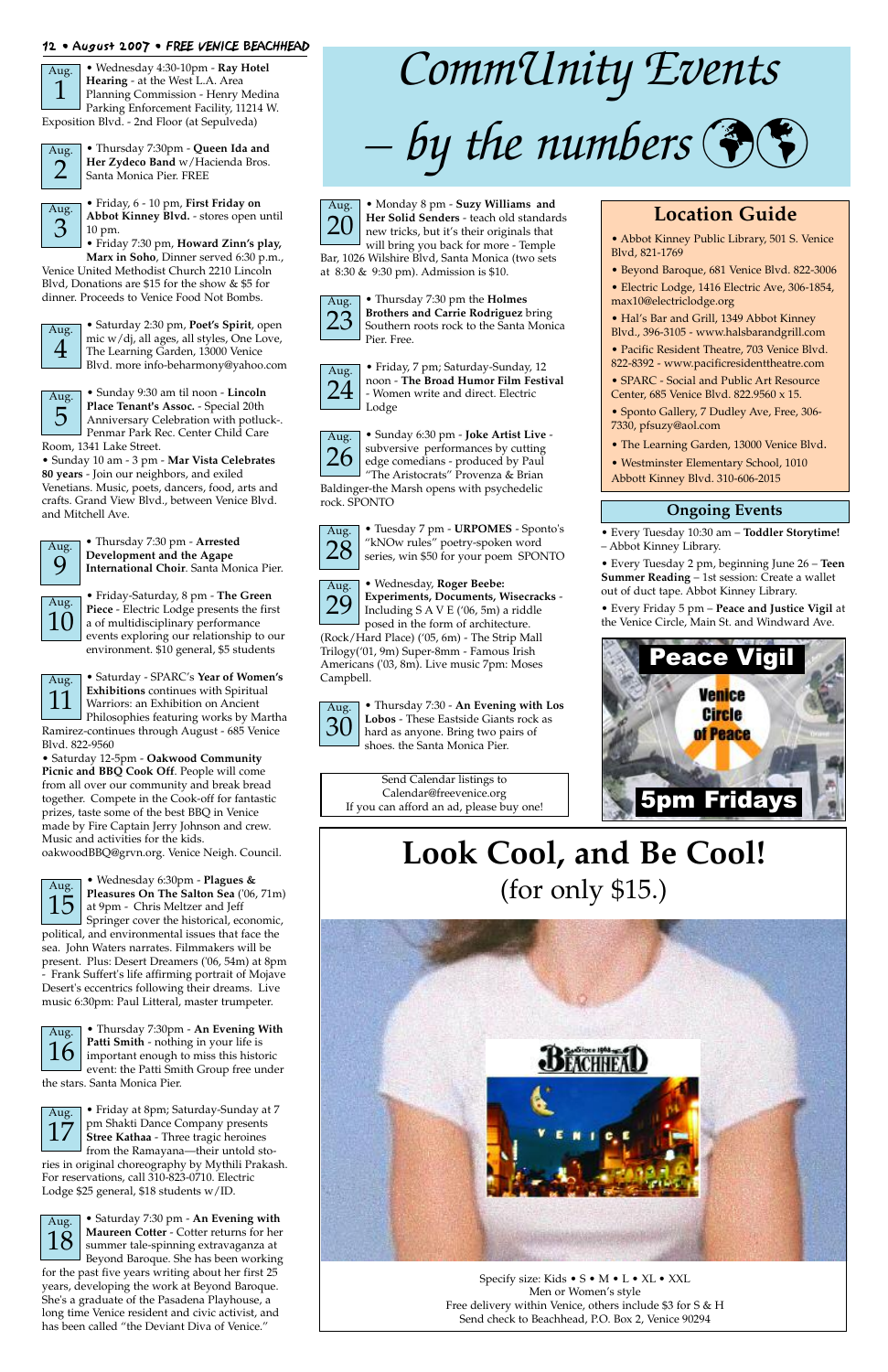# CommUnity Events – by the numbers

**Aug. 1**

• Wednesday 4:30-10pm - **Ray Hotel Hearing** - at the West L.A. Area Planning Commission - Henry Medina Parking Enforcement Facility, 11214 W. Exposition Blvd. - 2nd Floor (at Sepulveda)

**Aug. 2**

• Thursday 7:30pm - **Queen Ida and Her Zydeco Band** w/Hacienda Bros. Santa Monica Pier. FREE

**Aug. 3**

• Friday, 6 - 10 pm, **First Friday on Abbot Kinney Blvd.** - stores open until 10 pm.

• Friday 7:30 pm, **Howard Zinn's play, Marx in Soho**, Dinner served 6:30 p.m., Venice United Methodist Church 2210 Lincoln Blvd, Donations are $15 for the show & $5 for dinner. Proceeds to Venice Food Not Bombs.

**Aug. 4**

• Saturday 2:30 pm, **Poet's Spirit**, open mic w/dj, all ages, all styles, One Love, The Learning Garden, 13000 Venice Blvd. more info-beharmony@yahoo.com

**Aug. 5**

• Sunday 9:30 am til noon - **Lincoln Place Tenant's Assoc.** - Special 20th Anniversary Celebration with potluck-. Penmar Park Rec. Center Child Care Room, 1341 Lake Street.

• Sunday 10 am - 3 pm - **Mar Vista Celebrates 80 years** - Join our neighbors, and exiled Venetians. Music, poets, dancers, food, arts and crafts. Grand View Blvd., between Venice Blvd. and Mitchell Ave.

**Aug. 9**

• Thursday 7:30 pm - **Arrested Development and the Agape International Choir**. Santa Monica Pier.

**Aug. 10**

• Friday-Saturday, 8 pm - **The Green Piece** - Electric Lodge presents the first of multidisciplinary performance events exploring our relationship to our environment. $10 general, $5 students

**Aug. 11**

• Saturday - SPARC's **Year of Women's Exhibitions** continues with Spiritual Warriors: an Exhibition on Ancient Philosophies featuring works by Martha Ramirez-continues through August - 685 Venice Blvd. 822-9560

• Saturday 12-5pm - **Oakwood Community Picnic and BBQ Cook Off**. People will come from all over our community and break bread together. Compete in the Cook-off for fantastic prizes, taste some of the best BBQ in Venice made by Fire Captain Jerry Johnson and crew. Music and activities for the kids. oakwoodBBQ@grvn.org. Venice Neigh. Council.

**Aug. 15**

• Wednesday 6:30pm - **Plagues & Pleasures On The Salton Sea** ('06, 71m) at 9pm - Chris Meltzer and Jeff Springer cover the historical, economic, political, and environmental issues that face the sea. John Waters narrates. Filmmakers will be present. Plus: Desert Dreamers ('06, 54m) at 8pm - Frank Suffert's life affirming portrait of Mojave Desert's eccentrics following their dreams. Live music 6:30pm: Paul Litteral, master trumpeter.

**Aug. 16**

• Thursday 7:30pm - **An Evening With Patti Smith** - nothing in your life is important enough to miss this historic event: the Patti Smith Group free under the stars. Santa Monica Pier.

**Aug. 17**

• Friday at 8pm; Saturday-Sunday at 7 pm Shakti Dance Company presents **Stree Kathaa** - Three tragic heroines from the Ramayana—their untold stories in original choreography by Mythili Prakash. For reservations, call 310-823-0710. Electric Lodge $25 general, $18 students w/ID.

**Aug. 18**

• Saturday 7:30 pm - **An Evening with Maureen Cotter** - Cotter returns for her summer tale-spinning extravaganza at Beyond Baroque. She has been working for the past five years writing about her first 25 years, developing the work at Beyond Baroque. She's a graduate of the Pasadena Playhouse, a long time Venice resident and civic activist, and has been called "the Deviant Diva of Venice."

**Aug. 20**

• Monday 8 pm - **Suzy Williams and Her Solid Senders** - teach old standards new tricks, but it's their originals that will bring you back for more - Temple Bar, 1026 Wilshire Blvd, Santa Monica (two sets at 8:30 & 9:30 pm). Admission is $10.

**Aug. 23**

• Thursday 7:30 pm the **Holmes Brothers and Carrie Rodriguez** bring Southern roots rock to the Santa Monica Pier. Free.

**Aug. 24**

• Friday, 7 pm; Saturday-Sunday, 12 noon - **The Broad Humor Film Festival** - Women write and direct. Electric Lodge

**Aug. 26**

• Sunday 6:30 pm - **Joke Artist Live** - subversive performances by cutting edge comedians - produced by Paul "The Aristocrats" Provenza & Brian Baldinger-the Marsh opens with psychedelic rock. SPONTO

**Aug. 28**

• Tuesday 7 pm - **URPOMES** - Sponto's "kNOw rules" poetry-spoken word series, win $50 for your poem SPONTO

**Aug. 29**

• Wednesday, **Roger Beebe: Experiments, Documents, Wisecracks** - Including S A V E ('06, 5m) a riddle posed in the form of architecture. (Rock/Hard Place) ('05, 6m) - The Strip Mall Trilogy('01, 9m) Super-8mm - Famous Irish Americans ('03, 8m). Live music 7pm: Moses Campbell.

**Aug. 30**

• Thursday 7:30 - **An Evening with Los Lobos** - These Eastside Giants rock as hard as anyone. Bring two pairs of shoes. the Santa Monica Pier.

Send Calendar listings to
Calendar@freevenice.org
If you can afford an ad, please buy one!

## Location Guide

- Abbot Kinney Public Library, 501 S. Venice Blvd, 821-1769
- Beyond Baroque, 681 Venice Blvd. 822-3006
- Electric Lodge, 1416 Electric Ave, 306-1854, max10@electriclodge.org
- Hal's Bar and Grill, 1349 Abbot Kinney Blvd., 396-3105 - www.halsbarandgrill.com
- Pacific Resident Theatre, 703 Venice Blvd. 822-8392 - www.pacificresidenttheatre.com
- SPARC - Social and Public Art Resource Center, 685 Venice Blvd. 822.9560 x 15.
- Sponto Gallery, 7 Dudley Ave, Free, 306-7330, pfsuzy@aol.com
- The Learning Garden, 13000 Venice Blvd.
- Westminster Elementary School, 1010 Abbott Kinney Blvd. 310-606-2015

## Ongoing Events

- Every Tuesday 10:30 am – **Toddler Storytime!** – Abbot Kinney Library.
- Every Tuesday 2 pm, beginning June 26 – **Teen Summer Reading** – 1st session: Create a wallet out of duct tape. Abbot Kinney Library.
- Every Friday 5 pm – **Peace and Justice Vigil** at the Venice Circle, Main St. and Windward Ave.

Peace Vigil
Venice Circle of Peace
5pm Fridays

# Look Cool, and Be Cool!

(for only $15.)

Specify size: Kids • S • M • L • XL • XXL
Men or Women's style
Free delivery within Venice, others include $3 for S & H
Send check to Beachhead, P.O. Box 2, Venice 90294